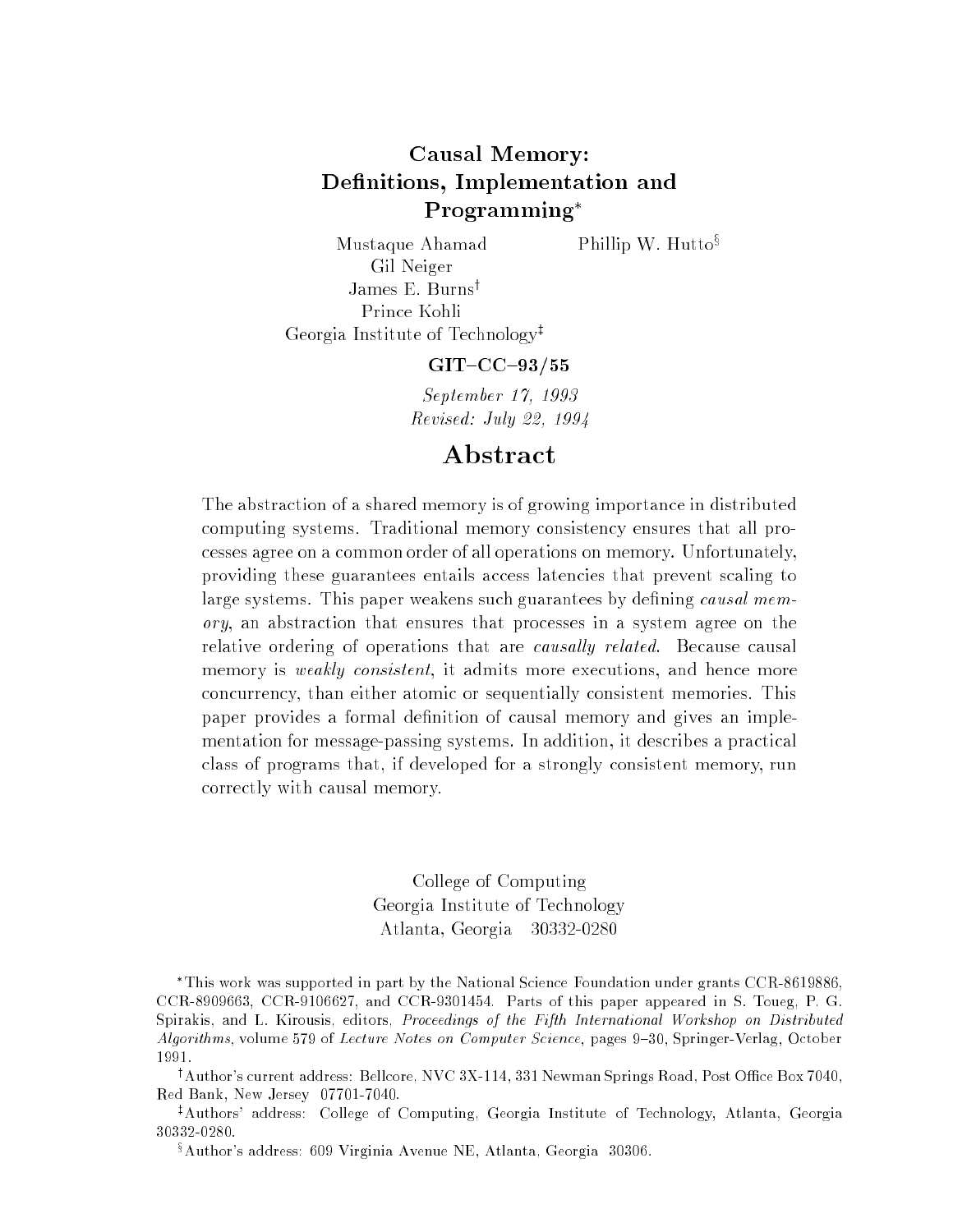# Causal Memory: Definitions, Implementation and Programming*

Mustaque Ahamad  
Gil Neiger  
James E. Burns†  
Prince Kohli  
Georgia Institute of Technology‡

Phillip W. Hutto§

**GIT–CC–93/55**

*September 17, 1993*  
*Revised: July 22, 1994*

## Abstract

The abstraction of a shared memory is of growing importance in distributed computing systems. Traditional memory consistency ensures that all processes agree on a common order of all operations on memory. Unfortunately, providing these guarantees entails access latencies that prevent scaling to large systems. This paper weakens such guarantees by defining *causal memory*, an abstraction that ensures that processes in a system agree on the relative ordering of operations that are *causally related*. Because causal memory is *weakly consistent*, it admits more executions, and hence more concurrency, than either atomic or sequentially consistent memories. This paper provides a formal definition of causal memory and gives an implementation for message-passing systems. In addition, it describes a practical class of programs that, if developed for a strongly consistent memory, run correctly with causal memory.

College of Computing  
Georgia Institute of Technology  
Atlanta, Georgia 30332-0280

*This work was supported in part by the National Science Foundation under grants CCR-8619886, CCR-8909663, CCR-9106627, and CCR-9301454. Parts of this paper appeared in S. Toueg, P. G. Spirakis, and L. Kirousis, editors, *Proceedings of the Fifth International Workshop on Distributed Algorithms*, volume 579 of *Lecture Notes on Computer Science*, pages 9–30, Springer-Verlag, October 1991.

†Author's current address: Bellcore, NVC 3X-114, 331 Newman Springs Road, Post Office Box 7040, Red Bank, New Jersey 07701-7040.

‡Authors' address: College of Computing, Georgia Institute of Technology, Atlanta, Georgia 30332-0280.

§Author's address: 609 Virginia Avenue NE, Atlanta, Georgia 30306.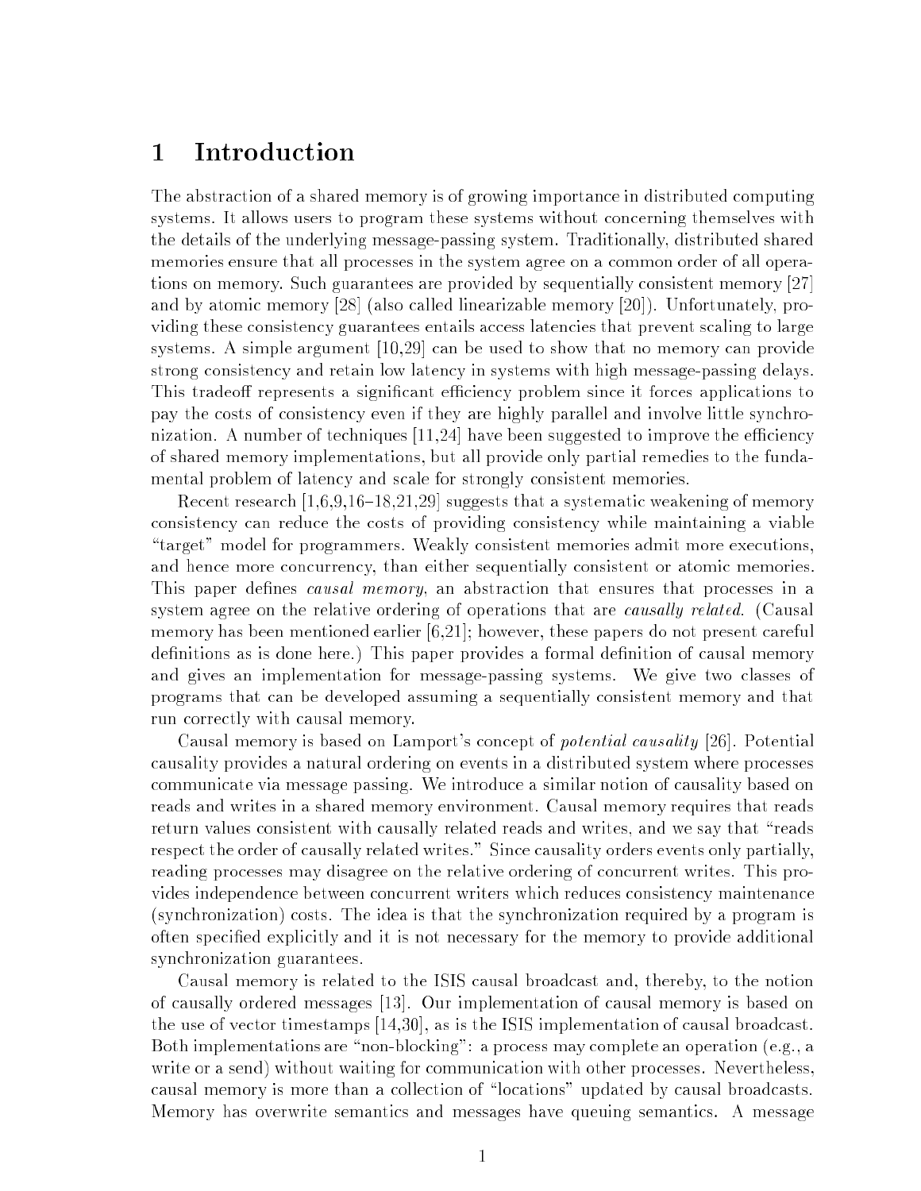# 1 Introduction

The abstraction of a shared memory is of growing importance in distributed computing systems. It allows users to program these systems without concerning themselves with the details of the underlying message-passing system. Traditionally, distributed shared memories ensure that all processes in the system agree on a common order of all operations on memory. Such guarantees are provided by sequentially consistent memory [27] and by atomic memory [28] (also called linearizable memory [20]). Unfortunately, providing these consistency guarantees entails access latencies that prevent scaling to large systems. A simple argument [10,29] can be used to show that no memory can provide strong consistency and retain low latency in systems with high message-passing delays. This tradeoff represents a significant efficiency problem since it forces applications to pay the costs of consistency even if they are highly parallel and involve little synchronization. A number of techniques [11,24] have been suggested to improve the efficiency of shared memory implementations, but all provide only partial remedies to the fundamental problem of latency and scale for strongly consistent memories.

Recent research [1,6,9,16–18,21,29] suggests that a systematic weakening of memory consistency can reduce the costs of providing consistency while maintaining a viable "target" model for programmers. Weakly consistent memories admit more executions, and hence more concurrency, than either sequentially consistent or atomic memories. This paper defines *causal memory*, an abstraction that ensures that processes in a system agree on the relative ordering of operations that are *causally related*. (Causal memory has been mentioned earlier [6,21]; however, these papers do not present careful definitions as is done here.) This paper provides a formal definition of causal memory and gives an implementation for message-passing systems. We give two classes of programs that can be developed assuming a sequentially consistent memory and that run correctly with causal memory.

Causal memory is based on Lamport's concept of *potential causality* [26]. Potential causality provides a natural ordering on events in a distributed system where processes communicate via message passing. We introduce a similar notion of causality based on reads and writes in a shared memory environment. Causal memory requires that reads return values consistent with causally related reads and writes, and we say that "reads respect the order of causally related writes." Since causality orders events only partially, reading processes may disagree on the relative ordering of concurrent writes. This provides independence between concurrent writers which reduces consistency maintenance (synchronization) costs. The idea is that the synchronization required by a program is often specified explicitly and it is not necessary for the memory to provide additional synchronization guarantees.

Causal memory is related to the ISIS causal broadcast and, thereby, to the notion of causally ordered messages [13]. Our implementation of causal memory is based on the use of vector timestamps [14,30], as is the ISIS implementation of causal broadcast. Both implementations are "non-blocking": a process may complete an operation (e.g., a write or a send) without waiting for communication with other processes. Nevertheless, causal memory is more than a collection of "locations" updated by causal broadcasts. Memory has overwrite semantics and messages have queuing semantics. A message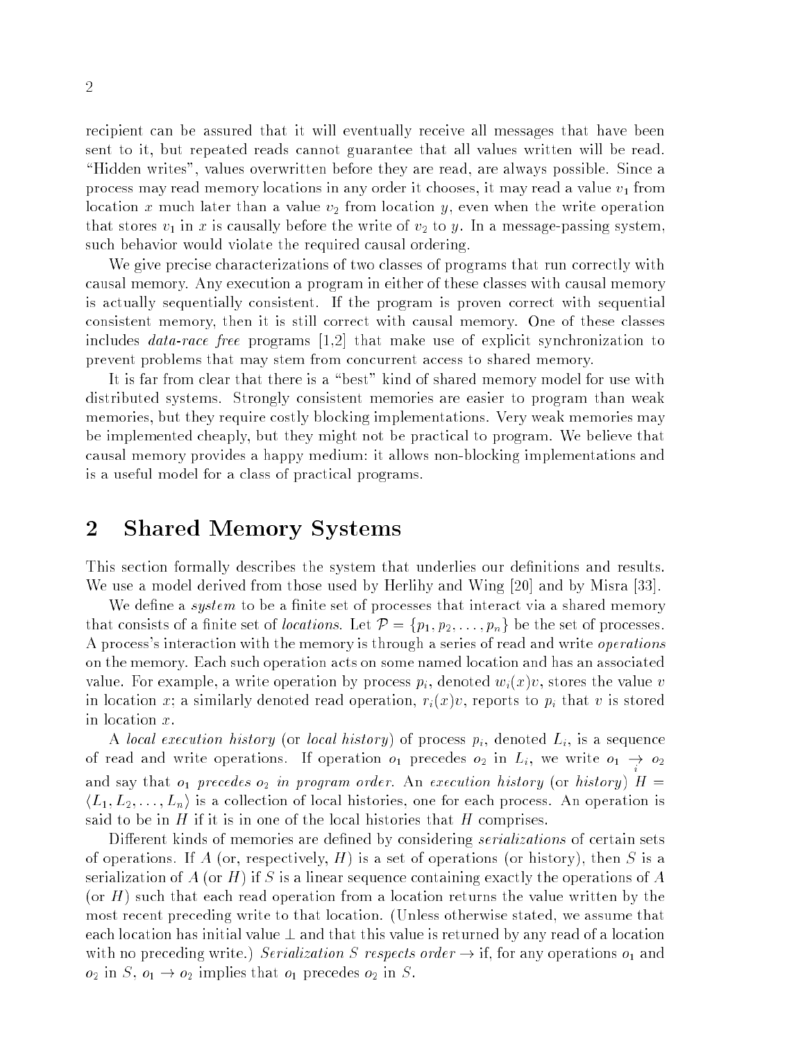recipient can be assured that it will eventually receive all messages that have been sent to it, but repeated reads cannot guarantee that all values written will be read. "Hidden writes", values overwritten before they are read, are always possible. Since a process may read memory locations in any order it chooses, it may read a value $v_1$ from location $x$ much later than a value $v_2$ from location $y$, even when the write operation that stores $v_1$ in $x$ is causally before the write of $v_2$ to $y$. In a message-passing system, such behavior would violate the required causal ordering.

We give precise characterizations of two classes of programs that run correctly with causal memory. Any execution a program in either of these classes with causal memory is actually sequentially consistent. If the program is proven correct with sequential consistent memory, then it is still correct with causal memory. One of these classes includes *data-race free* programs [1,2] that make use of explicit synchronization to prevent problems that may stem from concurrent access to shared memory.

It is far from clear that there is a "best" kind of shared memory model for use with distributed systems. Strongly consistent memories are easier to program than weak memories, but they require costly blocking implementations. Very weak memories may be implemented cheaply, but they might not be practical to program. We believe that causal memory provides a happy medium: it allows non-blocking implementations and is a useful model for a class of practical programs.

# 2 Shared Memory Systems

This section formally describes the system that underlies our definitions and results. We use a model derived from those used by Herlihy and Wing [20] and by Misra [33].

We define a *system* to be a finite set of processes that interact via a shared memory that consists of a finite set of *locations*. Let $\mathcal{P} = \{p_1, p_2, \ldots, p_n\}$ be the set of processes. A process's interaction with the memory is through a series of read and write *operations* on the memory. Each such operation acts on some named location and has an associated value. For example, a write operation by process $p_i$, denoted $w_i(x)v$, stores the value $v$ in location $x$; a similarly denoted read operation, $r_i(x)v$, reports to $p_i$ that $v$ is stored in location $x$.

A *local execution history* (or *local history*) of process $p_i$, denoted $L_i$, is a sequence of read and write operations. If operation $o_1$ precedes $o_2$ in $L_i$, we write $o_1 \underset{i}{\rightarrow} o_2$ and say that $o_1$ *precedes* $o_2$ *in program order*. An *execution history* (or *history*) $H = \langle L_1, L_2, \ldots, L_n \rangle$ is a collection of local histories, one for each process. An operation is said to be in $H$ if it is in one of the local histories that $H$ comprises.

Different kinds of memories are defined by considering *serializations* of certain sets of operations. If $A$ (or, respectively, $H$) is a set of operations (or history), then $S$ is a serialization of $A$ (or $H$) if $S$ is a linear sequence containing exactly the operations of $A$ (or $H$) such that each read operation from a location returns the value written by the most recent preceding write to that location. (Unless otherwise stated, we assume that each location has initial value $\perp$ and that this value is returned by any read of a location with no preceding write.) *Serialization* $S$ *respects order* $\rightarrow$ if, for any operations $o_1$ and $o_2$ in $S$, $o_1 \rightarrow o_2$ implies that $o_1$ precedes $o_2$ in $S$.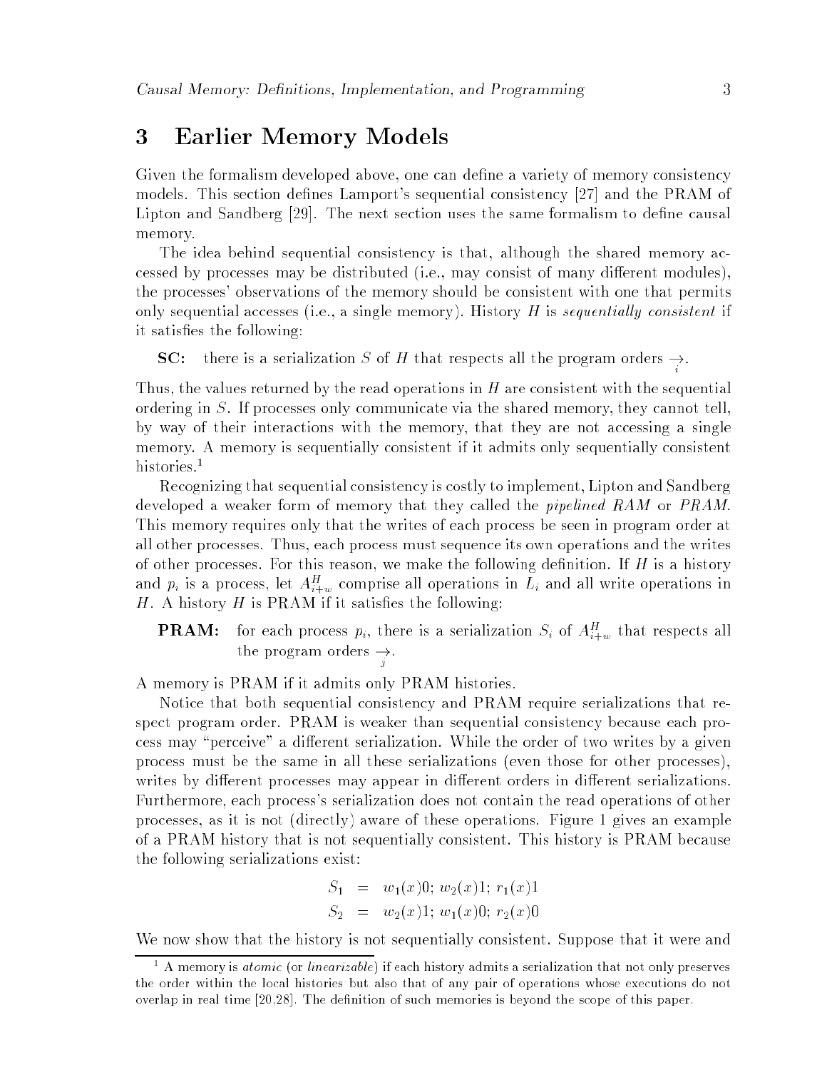# 3 Earlier Memory Models

Given the formalism developed above, one can define a variety of memory consistency models. This section defines Lamport's sequential consistency [27] and the PRAM of Lipton and Sandberg [29]. The next section uses the same formalism to define causal memory.

The idea behind sequential consistency is that, although the shared memory accessed by processes may be distributed (i.e., may consist of many different modules), the processes' observations of the memory should be consistent with one that permits only sequential accesses (i.e., a single memory). History $H$ is *sequentially consistent* if it satisfies the following:

**SC:** there is a serialization $S$ of $H$ that respects all the program orders $\underset{i}{\rightarrow}$.

Thus, the values returned by the read operations in $H$ are consistent with the sequential ordering in $S$. If processes only communicate via the shared memory, they cannot tell, by way of their interactions with the memory, that they are not accessing a single memory. A memory is sequentially consistent if it admits only sequentially consistent histories.[1]

Recognizing that sequential consistency is costly to implement, Lipton and Sandberg developed a weaker form of memory that they called the *pipelined RAM* or *PRAM*. This memory requires only that the writes of each process be seen in program order at all other processes. Thus, each process must sequence its own operations and the writes of other processes. For this reason, we make the following definition. If $H$ is a history and $p_i$ is a process, let $A^H_{i+w}$ comprise all operations in $L_i$ and all write operations in $H$. A history $H$ is PRAM if it satisfies the following:

**PRAM:** for each process $p_i$, there is a serialization $S_i$ of $A^H_{i+w}$ that respects all the program orders $\underset{j}{\rightarrow}$.

A memory is PRAM if it admits only PRAM histories.

Notice that both sequential consistency and PRAM require serializations that respect program order. PRAM is weaker than sequential consistency because each process may "perceive" a different serialization. While the order of two writes by a given process must be the same in all these serializations (even those for other processes), writes by different processes may appear in different orders in different serializations. Furthermore, each process's serialization does not contain the read operations of other processes, as it is not (directly) aware of these operations. Figure 1 gives an example of a PRAM history that is not sequentially consistent. This history is PRAM because the following serializations exist:

$$S_1 = w_1(x)0;\ w_2(x)1;\ r_1(x)1$$
$$S_2 = w_2(x)1;\ w_1(x)0;\ r_2(x)0$$

We now show that the history is not sequentially consistent. Suppose that it were and

[1] A memory is *atomic* (or *linearizable*) if each history admits a serialization that not only preserves the order within the local histories but also that of any pair of operations whose executions do not overlap in real time [20,28]. The definition of such memories is beyond the scope of this paper.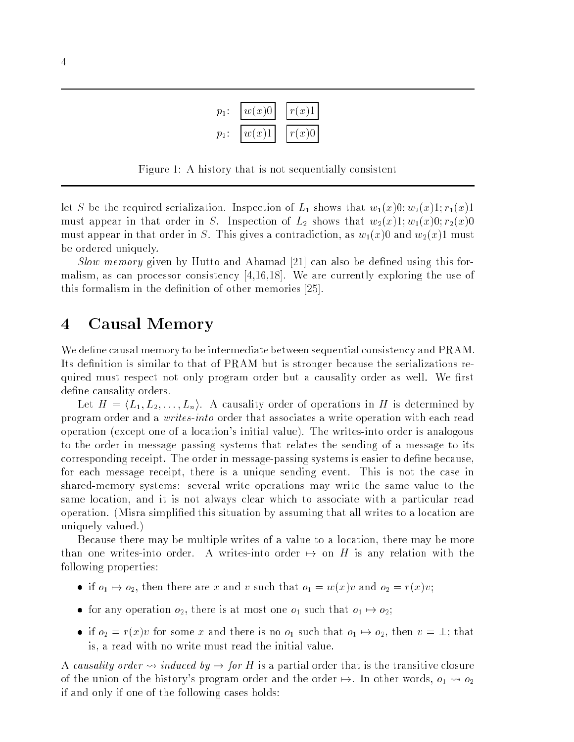| | | |
|---|---|---|
| $p_1$: | $w(x)0$ | $r(x)1$ |
| $p_2$: | $w(x)1$ | $r(x)0$ |

Figure 1: A history that is not sequentially consistent

let $S$ be the required serialization. Inspection of $L_1$ shows that $w_1(x)0; w_2(x)1; r_1(x)1$ must appear in that order in $S$. Inspection of $L_2$ shows that $w_2(x)1; w_1(x)0; r_2(x)0$ must appear in that order in $S$. This gives a contradiction, as $w_1(x)0$ and $w_2(x)1$ must be ordered uniquely.

*Slow memory* given by Hutto and Ahamad [21] can also be defined using this formalism, as can processor consistency [4,16,18]. We are currently exploring the use of this formalism in the definition of other memories [25].

# 4 Causal Memory

We define causal memory to be intermediate between sequential consistency and PRAM. Its definition is similar to that of PRAM but is stronger because the serializations required must respect not only program order but a causality order as well. We first define causality orders.

Let $H = \langle L_1, L_2, \ldots, L_n \rangle$. A causality order of operations in $H$ is determined by program order and a *writes-into* order that associates a write operation with each read operation (except one of a location's initial value). The writes-into order is analogous to the order in message passing systems that relates the sending of a message to its corresponding receipt. The order in message-passing systems is easier to define because, for each message receipt, there is a unique sending event. This is not the case in shared-memory systems: several write operations may write the same value to the same location, and it is not always clear which to associate with a particular read operation. (Misra simplified this situation by assuming that all writes to a location are uniquely valued.)

Because there may be multiple writes of a value to a location, there may be more than one writes-into order. A writes-into order $\mapsto$ on $H$ is any relation with the following properties:

- if $o_1 \mapsto o_2$, then there are $x$ and $v$ such that $o_1 = w(x)v$ and $o_2 = r(x)v$;
- for any operation $o_2$, there is at most one $o_1$ such that $o_1 \mapsto o_2$;
- if $o_2 = r(x)v$ for some $x$ and there is no $o_1$ such that $o_1 \mapsto o_2$, then $v = \perp$; that is, a read with no write must read the initial value.

A *causality order* $\rightsquigarrow$ *induced by* $\mapsto$ *for* $H$ is a partial order that is the transitive closure of the union of the history's program order and the order $\mapsto$. In other words, $o_1 \rightsquigarrow o_2$ if and only if one of the following cases holds: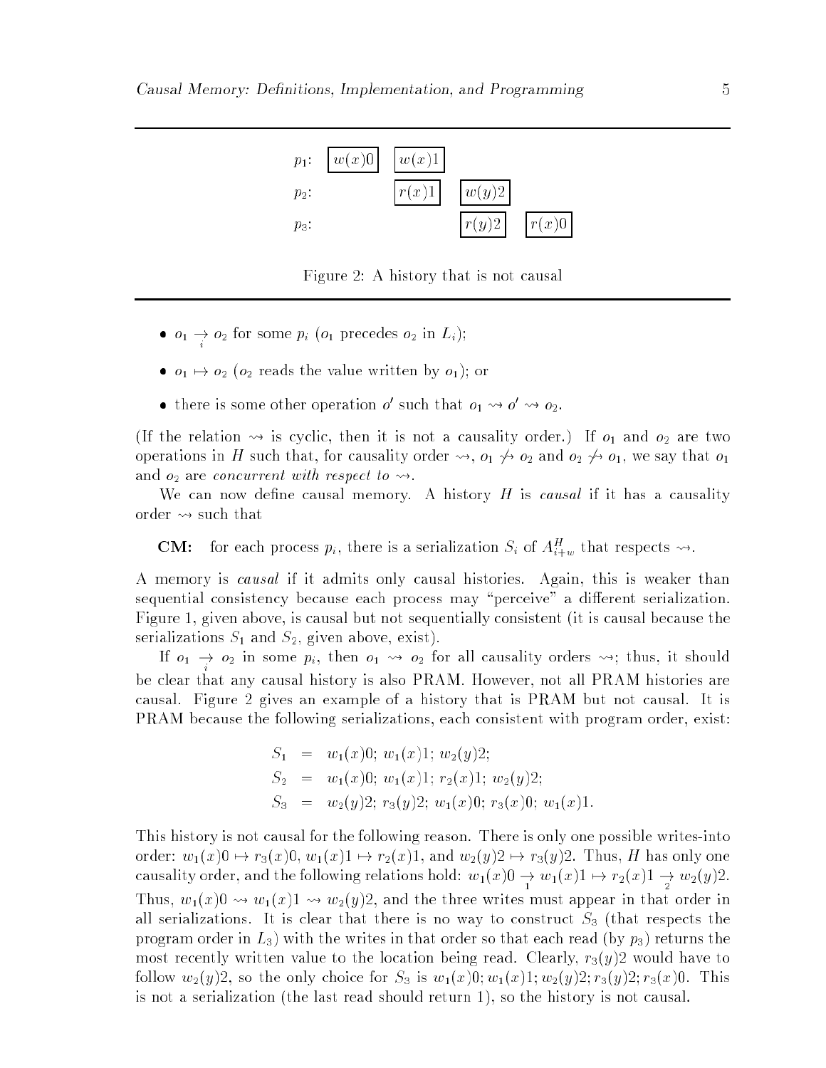| | | | | |
|---|---|---|---|---|
| $p_1$: | $w(x)0$ | $w(x)1$ | | |
| $p_2$: | | $r(x)1$ | $w(y)2$ | |
| $p_3$: | | | $r(y)2$ | $r(x)0$ |

Figure 2: A history that is not causal

- $o_1 \underset{i}{\rightarrow} o_2$ for some $p_i$ ($o_1$ precedes $o_2$ in $L_i$);
- $o_1 \mapsto o_2$ ($o_2$ reads the value written by $o_1$); or
- there is some other operation $o'$ such that $o_1 \rightsquigarrow o' \rightsquigarrow o_2$.

(If the relation $\rightsquigarrow$ is cyclic, then it is not a causality order.) If $o_1$ and $o_2$ are two operations in $H$ such that, for causality order $\rightsquigarrow$, $o_1 \not\rightsquigarrow o_2$ and $o_2 \not\rightsquigarrow o_1$, we say that $o_1$ and $o_2$ are *concurrent with respect to* $\rightsquigarrow$.

We can now define causal memory. A history $H$ is *causal* if it has a causality order $\rightsquigarrow$ such that

**CM:** for each process $p_i$, there is a serialization $S_i$ of $A^H_{i+w}$ that respects $\rightsquigarrow$.

A memory is *causal* if it admits only causal histories. Again, this is weaker than sequential consistency because each process may "perceive" a different serialization. Figure 1, given above, is causal but not sequentially consistent (it is causal because the serializations $S_1$ and $S_2$, given above, exist).

If $o_1 \underset{i}{\rightarrow} o_2$ in some $p_i$, then $o_1 \rightsquigarrow o_2$ for all causality orders $\rightsquigarrow$; thus, it should be clear that any causal history is also PRAM. However, not all PRAM histories are causal. Figure 2 gives an example of a history that is PRAM but not causal. It is PRAM because the following serializations, each consistent with program order, exist:

$$
\begin{aligned}
S_1 &= w_1(x)0;\ w_1(x)1;\ w_2(y)2; \\
S_2 &= w_1(x)0;\ w_1(x)1;\ r_2(x)1;\ w_2(y)2; \\
S_3 &= w_2(y)2;\ r_3(y)2;\ w_1(x)0;\ r_3(x)0;\ w_1(x)1.
\end{aligned}
$$

This history is not causal for the following reason. There is only one possible writes-into order: $w_1(x)0 \mapsto r_3(x)0$, $w_1(x)1 \mapsto r_2(x)1$, and $w_2(y)2 \mapsto r_3(y)2$. Thus, $H$ has only one causality order, and the following relations hold: $w_1(x)0 \underset{1}{\rightarrow} w_1(x)1 \mapsto r_2(x)1 \underset{2}{\rightarrow} w_2(y)2$. Thus, $w_1(x)0 \rightsquigarrow w_1(x)1 \rightsquigarrow w_2(y)2$, and the three writes must appear in that order in all serializations. It is clear that there is no way to construct $S_3$ (that respects the program order in $L_3$) with the writes in that order so that each read (by $p_3$) returns the most recently written value to the location being read. Clearly, $r_3(y)2$ would have to follow $w_2(y)2$, so the only choice for $S_3$ is $w_1(x)0; w_1(x)1; w_2(y)2; r_3(y)2; r_3(x)0$. This is not a serialization (the last read should return 1), so the history is not causal.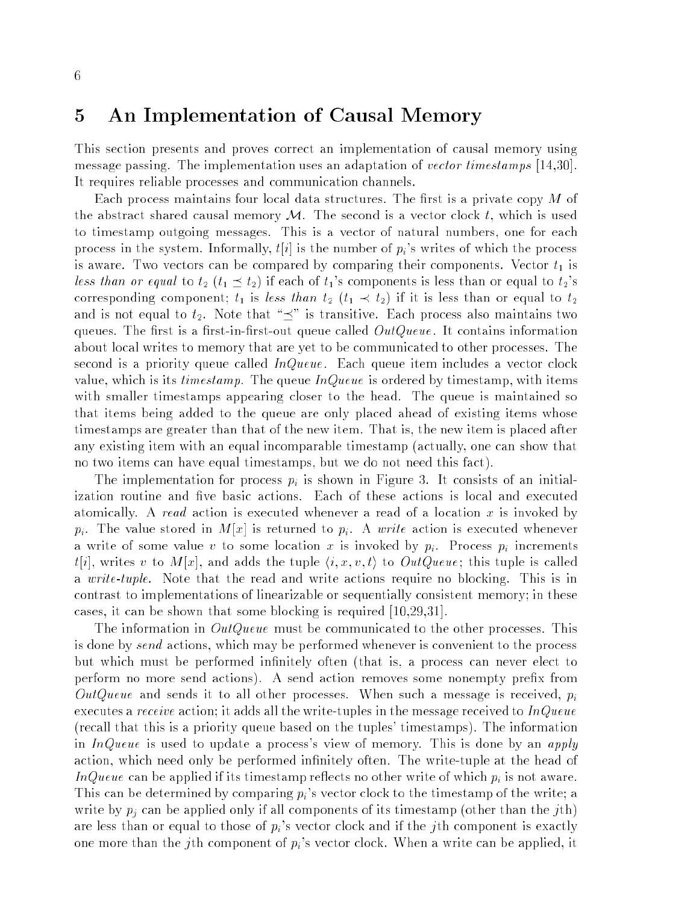## 5 An Implementation of Causal Memory

This section presents and proves correct an implementation of causal memory using message passing. The implementation uses an adaptation of *vector timestamps* [14,30]. It requires reliable processes and communication channels.

Each process maintains four local data structures. The first is a private copy $M$ of the abstract shared causal memory $\mathcal{M}$. The second is a vector clock $t$, which is used to timestamp outgoing messages. This is a vector of natural numbers, one for each process in the system. Informally, $t[i]$ is the number of $p_i$'s writes of which the process is aware. Two vectors can be compared by comparing their components. Vector $t_1$ is *less than or equal* to $t_2$ ($t_1 \preceq t_2$) if each of $t_1$'s components is less than or equal to $t_2$'s corresponding component; $t_1$ is *less than* $t_2$ ($t_1 \prec t_2$) if it is less than or equal to $t_2$ and is not equal to $t_2$. Note that "$\preceq$" is transitive. Each process also maintains two queues. The first is a first-in-first-out queue called *OutQueue*. It contains information about local writes to memory that are yet to be communicated to other processes. The second is a priority queue called *InQueue*. Each queue item includes a vector clock value, which is its *timestamp*. The queue *InQueue* is ordered by timestamp, with items with smaller timestamps appearing closer to the head. The queue is maintained so that items being added to the queue are only placed ahead of existing items whose timestamps are greater than that of the new item. That is, the new item is placed after any existing item with an equal incomparable timestamp (actually, one can show that no two items can have equal timestamps, but we do not need this fact).

The implementation for process $p_i$ is shown in Figure 3. It consists of an initialization routine and five basic actions. Each of these actions is local and executed atomically. A *read* action is executed whenever a read of a location $x$ is invoked by $p_i$. The value stored in $M[x]$ is returned to $p_i$. A *write* action is executed whenever a write of some value $v$ to some location $x$ is invoked by $p_i$. Process $p_i$ increments $t[i]$, writes $v$ to $M[x]$, and adds the tuple $\langle i, x, v, t \rangle$ to *OutQueue*; this tuple is called a *write-tuple*. Note that the read and write actions require no blocking. This is in contrast to implementations of linearizable or sequentially consistent memory; in these cases, it can be shown that some blocking is required [10,29,31].

The information in *OutQueue* must be communicated to the other processes. This is done by *send* actions, which may be performed whenever is convenient to the process but which must be performed infinitely often (that is, a process can never elect to perform no more send actions). A send action removes some nonempty prefix from *OutQueue* and sends it to all other processes. When such a message is received, $p_i$ executes a *receive* action; it adds all the write-tuples in the message received to *InQueue* (recall that this is a priority queue based on the tuples' timestamps). The information in *InQueue* is used to update a process's view of memory. This is done by an *apply* action, which need only be performed infinitely often. The write-tuple at the head of *InQueue* can be applied if its timestamp reflects no other write of which $p_i$ is not aware. This can be determined by comparing $p_i$'s vector clock to the timestamp of the write; a write by $p_j$ can be applied only if all components of its timestamp (other than the $j$th) are less than or equal to those of $p_i$'s vector clock and if the $j$th component is exactly one more than the $j$th component of $p_i$'s vector clock. When a write can be applied, it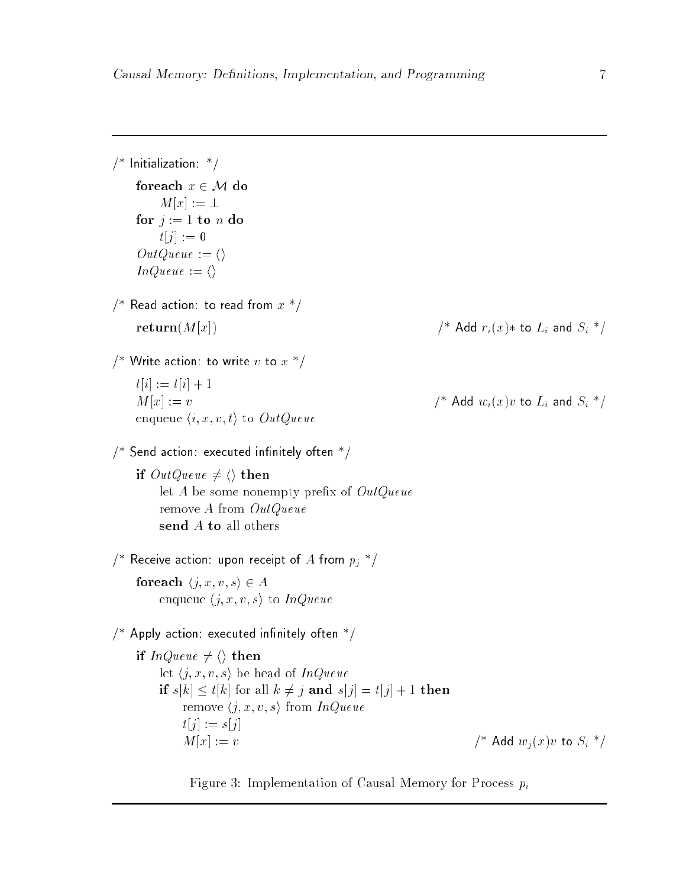```
/* Initialization: */
    foreach x ∈ 𝓜 do
        M[x] := ⊥
    for j := 1 to n do
        t[j] := 0
    OutQueue := ⟨⟩
    InQueue := ⟨⟩

/* Read action: to read from x */
    return(M[x])                                    /* Add r_i(x)* to L_i and S_i */

/* Write action: to write v to x */
    t[i] := t[i] + 1
    M[x] := v                                       /* Add w_i(x)v to L_i and S_i */
    enqueue ⟨i, x, v, t⟩ to OutQueue

/* Send action: executed infinitely often */
    if OutQueue ≠ ⟨⟩ then
        let A be some nonempty prefix of OutQueue
        remove A from OutQueue
        send A to all others

/* Receive action: upon receipt of A from p_j */
    foreach ⟨j, x, v, s⟩ ∈ A
        enqueue ⟨j, x, v, s⟩ to InQueue

/* Apply action: executed infinitely often */
    if InQueue ≠ ⟨⟩ then
        let ⟨j, x, v, s⟩ be head of InQueue
        if s[k] ≤ t[k] for all k ≠ j and s[j] = t[j] + 1 then
            remove ⟨j, x, v, s⟩ from InQueue
            t[j] := s[j]
            M[x] := v                               /* Add w_j(x)v to S_i */
```

Figure 3: Implementation of Causal Memory for Process $p_i$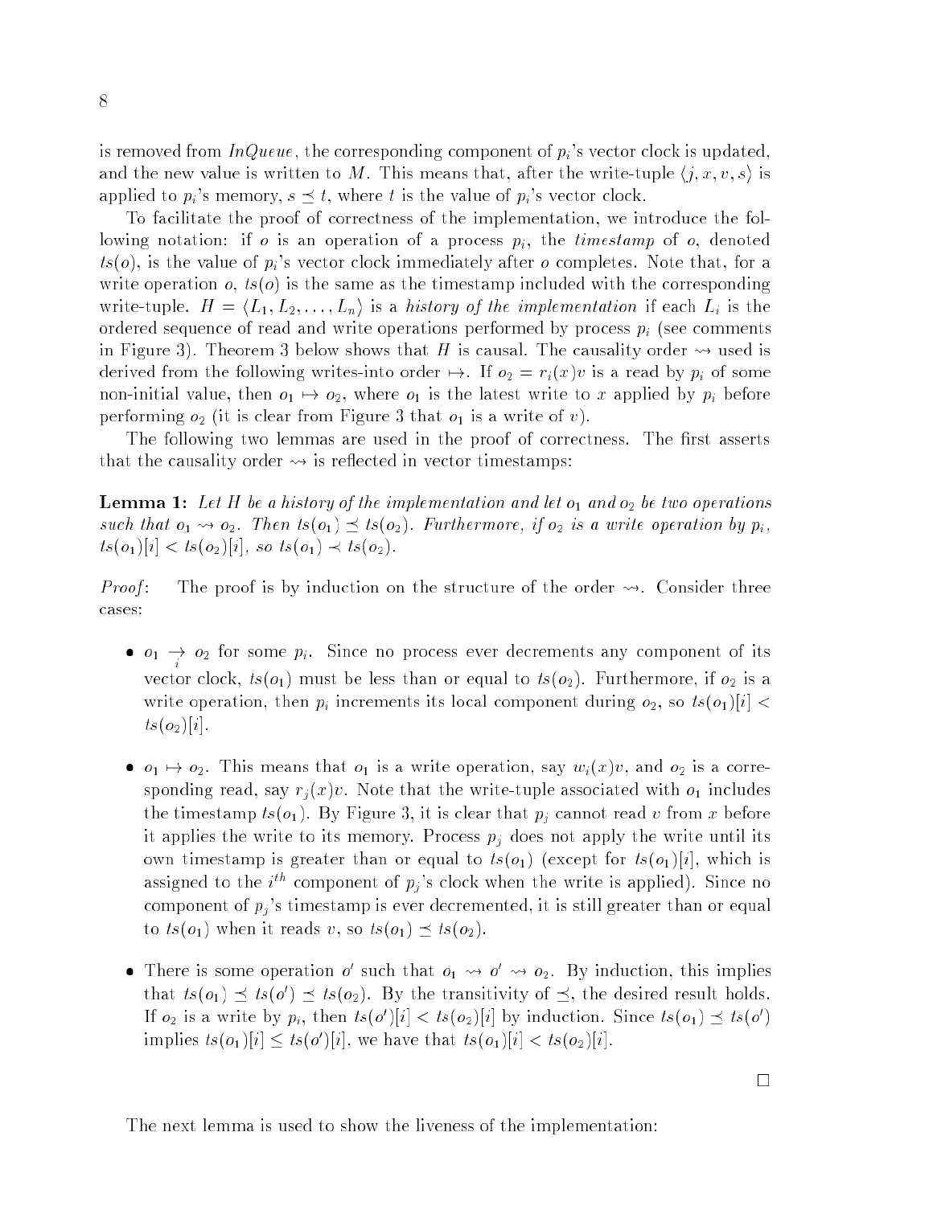is removed from *InQueue*, the corresponding component of $p_i$'s vector clock is updated, and the new value is written to $M$. This means that, after the write-tuple $\langle j, x, v, s\rangle$ is applied to $p_i$'s memory, $s \preceq t$, where $t$ is the value of $p_i$'s vector clock.

To facilitate the proof of correctness of the implementation, we introduce the following notation: if $o$ is an operation of a process $p_i$, the *timestamp* of $o$, denoted $ts(o)$, is the value of $p_i$'s vector clock immediately after $o$ completes. Note that, for a write operation $o$, $ts(o)$ is the same as the timestamp included with the corresponding write-tuple. $H = \langle L_1, L_2, \ldots, L_n\rangle$ is a *history of the implementation* if each $L_i$ is the ordered sequence of read and write operations performed by process $p_i$ (see comments in Figure 3). Theorem 3 below shows that $H$ is causal. The causality order $\leadsto$ used is derived from the following writes-into order $\mapsto$. If $o_2 = r_i(x)v$ is a read by $p_i$ of some non-initial value, then $o_1 \mapsto o_2$, where $o_1$ is the latest write to $x$ applied by $p_i$ before performing $o_2$ (it is clear from Figure 3 that $o_1$ is a write of $v$).

The following two lemmas are used in the proof of correctness. The first asserts that the causality order $\leadsto$ is reflected in vector timestamps:

**Lemma 1:** *Let $H$ be a history of the implementation and let $o_1$ and $o_2$ be two operations such that $o_1 \leadsto o_2$. Then $ts(o_1) \preceq ts(o_2)$. Furthermore, if $o_2$ is a write operation by $p_i$, $ts(o_1)[i] < ts(o_2)[i]$, so $ts(o_1) \prec ts(o_2)$.*

*Proof*: The proof is by induction on the structure of the order $\leadsto$. Consider three cases:

- $o_1 \underset{i}{\rightarrow} o_2$ for some $p_i$. Since no process ever decrements any component of its vector clock, $ts(o_1)$ must be less than or equal to $ts(o_2)$. Furthermore, if $o_2$ is a write operation, then $p_i$ increments its local component during $o_2$, so $ts(o_1)[i] < ts(o_2)[i]$.

- $o_1 \mapsto o_2$. This means that $o_1$ is a write operation, say $w_i(x)v$, and $o_2$ is a corresponding read, say $r_j(x)v$. Note that the write-tuple associated with $o_1$ includes the timestamp $ts(o_1)$. By Figure 3, it is clear that $p_j$ cannot read $v$ from $x$ before it applies the write to its memory. Process $p_j$ does not apply the write until its own timestamp is greater than or equal to $ts(o_1)$ (except for $ts(o_1)[i]$, which is assigned to the $i^{th}$ component of $p_j$'s clock when the write is applied). Since no component of $p_j$'s timestamp is ever decremented, it is still greater than or equal to $ts(o_1)$ when it reads $v$, so $ts(o_1) \preceq ts(o_2)$.

- There is some operation $o'$ such that $o_1 \leadsto o' \leadsto o_2$. By induction, this implies that $ts(o_1) \preceq ts(o') \preceq ts(o_2)$. By the transitivity of $\preceq$, the desired result holds. If $o_2$ is a write by $p_i$, then $ts(o')[i] < ts(o_2)[i]$ by induction. Since $ts(o_1) \preceq ts(o')$ implies $ts(o_1)[i] \leq ts(o')[i]$, we have that $ts(o_1)[i] < ts(o_2)[i]$.

□

The next lemma is used to show the liveness of the implementation: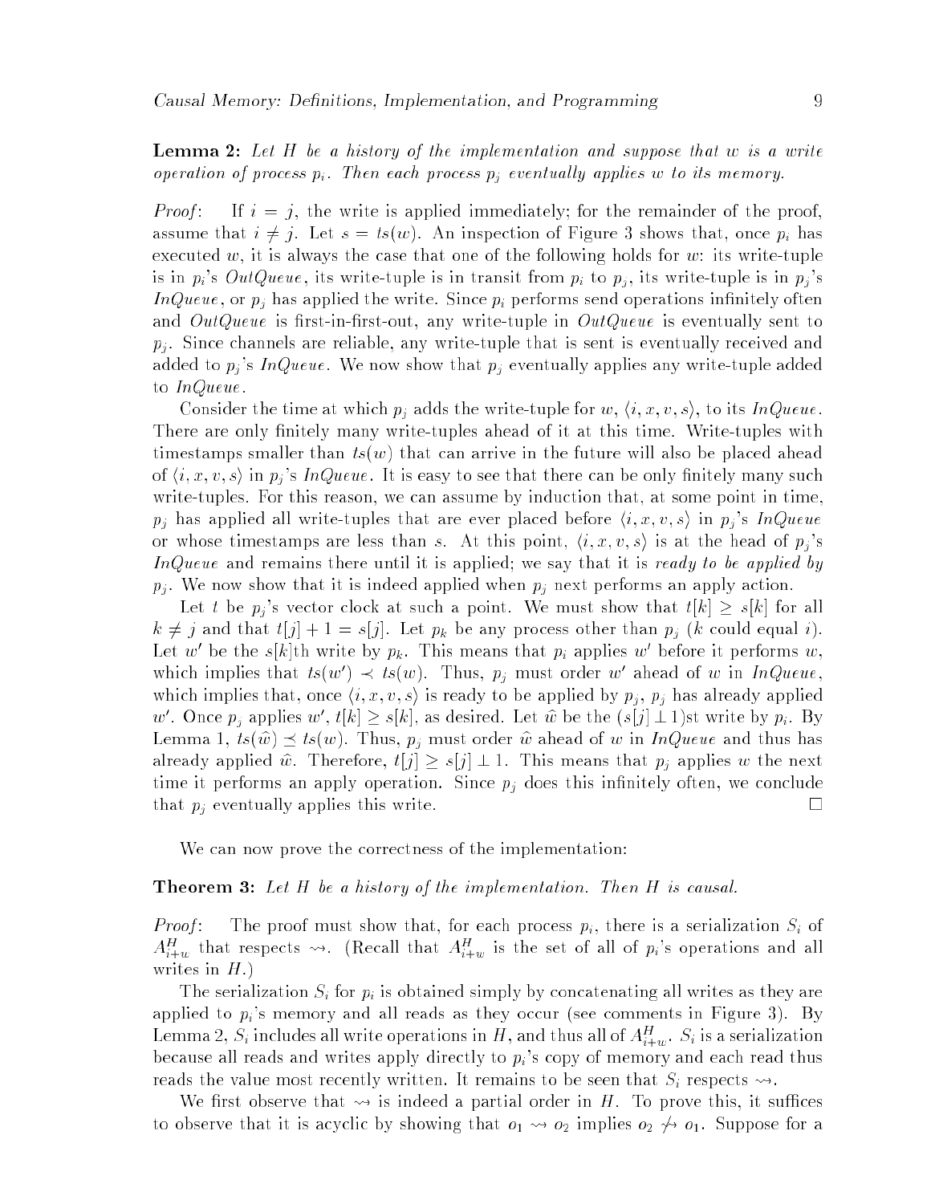**Lemma 2:** *Let $H$ be a history of the implementation and suppose that $w$ is a write operation of process $p_i$. Then each process $p_j$ eventually applies $w$ to its memory.*

*Proof*: If $i = j$, the write is applied immediately; for the remainder of the proof, assume that $i \neq j$. Let $s = ts(w)$. An inspection of Figure 3 shows that, once $p_i$ has executed $w$, it is always the case that one of the following holds for $w$: its write-tuple is in $p_i$'s *OutQueue*, its write-tuple is in transit from $p_i$ to $p_j$, its write-tuple is in $p_j$'s *InQueue*, or $p_j$ has applied the write. Since $p_i$ performs send operations infinitely often and *OutQueue* is first-in-first-out, any write-tuple in *OutQueue* is eventually sent to $p_j$. Since channels are reliable, any write-tuple that is sent is eventually received and added to $p_j$'s *InQueue*. We now show that $p_j$ eventually applies any write-tuple added to *InQueue*.

Consider the time at which $p_j$ adds the write-tuple for $w$, $\langle i, x, v, s \rangle$, to its *InQueue*. There are only finitely many write-tuples ahead of it at this time. Write-tuples with timestamps smaller than $ts(w)$ that can arrive in the future will also be placed ahead of $\langle i, x, v, s \rangle$ in $p_j$'s *InQueue*. It is easy to see that there can be only finitely many such write-tuples. For this reason, we can assume by induction that, at some point in time, $p_j$ has applied all write-tuples that are ever placed before $\langle i, x, v, s \rangle$ in $p_j$'s *InQueue* or whose timestamps are less than $s$. At this point, $\langle i, x, v, s \rangle$ is at the head of $p_j$'s *InQueue* and remains there until it is applied; we say that it is *ready to be applied by* $p_j$. We now show that it is indeed applied when $p_j$ next performs an apply action.

Let $t$ be $p_j$'s vector clock at such a point. We must show that $t[k] \geq s[k]$ for all $k \neq j$ and that $t[j] + 1 = s[j]$. Let $p_k$ be any process other than $p_j$ ($k$ could equal $i$). Let $w'$ be the $s[k]$th write by $p_k$. This means that $p_i$ applies $w'$ before it performs $w$, which implies that $ts(w') \prec ts(w)$. Thus, $p_j$ must order $w'$ ahead of $w$ in *InQueue*, which implies that, once $\langle i, x, v, s \rangle$ is ready to be applied by $p_j$, $p_j$ has already applied $w'$. Once $p_j$ applies $w'$, $t[k] \geq s[k]$, as desired. Let $\hat{w}$ be the $(s[j] - 1)$st write by $p_i$. By Lemma 1, $ts(\hat{w}) \preceq ts(w)$. Thus, $p_j$ must order $\hat{w}$ ahead of $w$ in *InQueue* and thus has already applied $\hat{w}$. Therefore, $t[j] \geq s[j] - 1$. This means that $p_j$ applies $w$ the next time it performs an apply operation. Since $p_j$ does this infinitely often, we conclude that $p_j$ eventually applies this write. $\square$

We can now prove the correctness of the implementation:

**Theorem 3:** *Let $H$ be a history of the implementation. Then $H$ is causal.*

*Proof*: The proof must show that, for each process $p_i$, there is a serialization $S_i$ of $A^H_{i+w}$ that respects $\leadsto$. (Recall that $A^H_{i+w}$ is the set of all of $p_i$'s operations and all writes in $H$.)

The serialization $S_i$ for $p_i$ is obtained simply by concatenating all writes as they are applied to $p_i$'s memory and all reads as they occur (see comments in Figure 3). By Lemma 2, $S_i$ includes all write operations in $H$, and thus all of $A^H_{i+w}$. $S_i$ is a serialization because all reads and writes apply directly to $p_i$'s copy of memory and each read thus reads the value most recently written. It remains to be seen that $S_i$ respects $\leadsto$.

We first observe that $\leadsto$ is indeed a partial order in $H$. To prove this, it suffices to observe that it is acyclic by showing that $o_1 \leadsto o_2$ implies $o_2 \not\leadsto o_1$. Suppose for a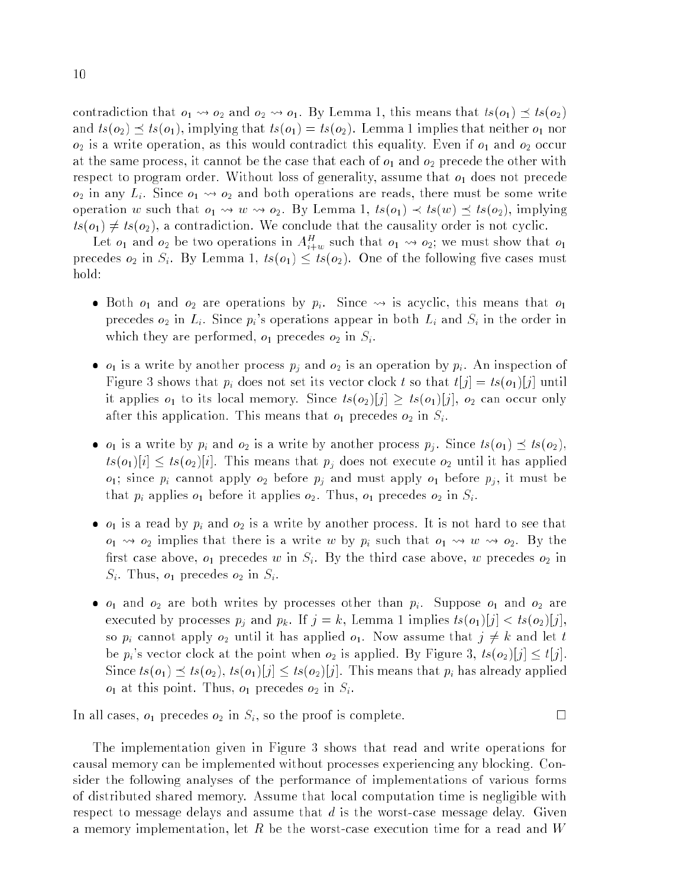contradiction that $o_1 \leadsto o_2$ and $o_2 \leadsto o_1$. By Lemma 1, this means that $ts(o_1) \preceq ts(o_2)$ and $ts(o_2) \preceq ts(o_1)$, implying that $ts(o_1) = ts(o_2)$. Lemma 1 implies that neither $o_1$ nor $o_2$ is a write operation, as this would contradict this equality. Even if $o_1$ and $o_2$ occur at the same process, it cannot be the case that each of $o_1$ and $o_2$ precede the other with respect to program order. Without loss of generality, assume that $o_1$ does not precede $o_2$ in any $L_i$. Since $o_1 \leadsto o_2$ and both operations are reads, there must be some write operation $w$ such that $o_1 \leadsto w \leadsto o_2$. By Lemma 1, $ts(o_1) \prec ts(w) \preceq ts(o_2)$, implying $ts(o_1) \neq ts(o_2)$, a contradiction. We conclude that the causality order is not cyclic.

Let $o_1$ and $o_2$ be two operations in $A^H_{i+w}$ such that $o_1 \leadsto o_2$; we must show that $o_1$ precedes $o_2$ in $S_i$. By Lemma 1, $ts(o_1) \leq ts(o_2)$. One of the following five cases must hold:

- Both $o_1$ and $o_2$ are operations by $p_i$. Since $\leadsto$ is acyclic, this means that $o_1$ precedes $o_2$ in $L_i$. Since $p_i$'s operations appear in both $L_i$ and $S_i$ in the order in which they are performed, $o_1$ precedes $o_2$ in $S_i$.

- $o_1$ is a write by another process $p_j$ and $o_2$ is an operation by $p_i$. An inspection of Figure 3 shows that $p_i$ does not set its vector clock $t$ so that $t[j] = ts(o_1)[j]$ until it applies $o_1$ to its local memory. Since $ts(o_2)[j] \geq ts(o_1)[j]$, $o_2$ can occur only after this application. This means that $o_1$ precedes $o_2$ in $S_i$.

- $o_1$ is a write by $p_i$ and $o_2$ is a write by another process $p_j$. Since $ts(o_1) \preceq ts(o_2)$, $ts(o_1)[i] \leq ts(o_2)[i]$. This means that $p_j$ does not execute $o_2$ until it has applied $o_1$; since $p_i$ cannot apply $o_2$ before $p_j$ and must apply $o_1$ before $p_j$, it must be that $p_i$ applies $o_1$ before it applies $o_2$. Thus, $o_1$ precedes $o_2$ in $S_i$.

- $o_1$ is a read by $p_i$ and $o_2$ is a write by another process. It is not hard to see that $o_1 \leadsto o_2$ implies that there is a write $w$ by $p_i$ such that $o_1 \leadsto w \leadsto o_2$. By the first case above, $o_1$ precedes $w$ in $S_i$. By the third case above, $w$ precedes $o_2$ in $S_i$. Thus, $o_1$ precedes $o_2$ in $S_i$.

- $o_1$ and $o_2$ are both writes by processes other than $p_i$. Suppose $o_1$ and $o_2$ are executed by processes $p_j$ and $p_k$. If $j = k$, Lemma 1 implies $ts(o_1)[j] < ts(o_2)[j]$, so $p_i$ cannot apply $o_2$ until it has applied $o_1$. Now assume that $j \neq k$ and let $t$ be $p_i$'s vector clock at the point when $o_2$ is applied. By Figure 3, $ts(o_2)[j] \leq t[j]$. Since $ts(o_1) \preceq ts(o_2)$, $ts(o_1)[j] \leq ts(o_2)[j]$. This means that $p_i$ has already applied $o_1$ at this point. Thus, $o_1$ precedes $o_2$ in $S_i$.

In all cases, $o_1$ precedes $o_2$ in $S_i$, so the proof is complete. $\square$

The implementation given in Figure 3 shows that read and write operations for causal memory can be implemented without processes experiencing any blocking. Consider the following analyses of the performance of implementations of various forms of distributed shared memory. Assume that local computation time is negligible with respect to message delays and assume that $d$ is the worst-case message delay. Given a memory implementation, let $R$ be the worst-case execution time for a read and $W$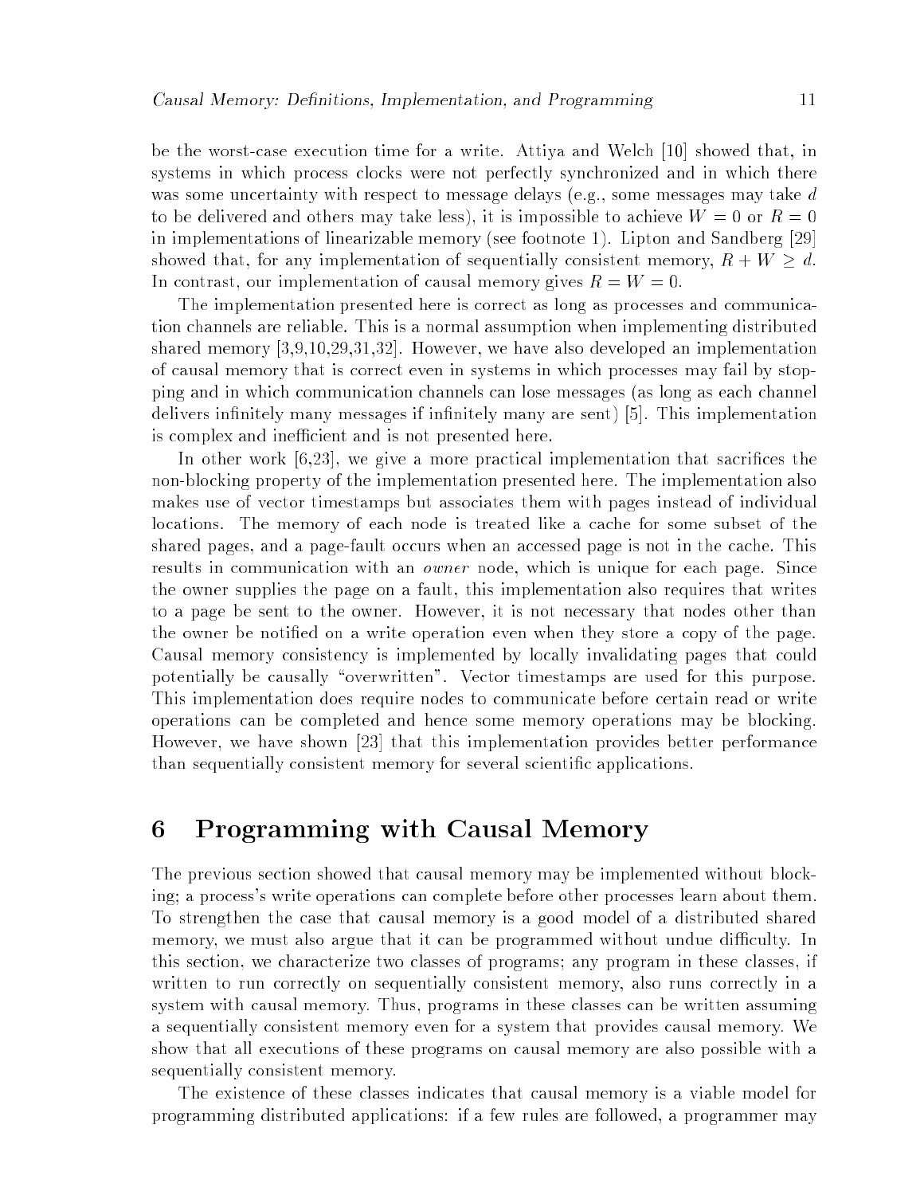be the worst-case execution time for a write. Attiya and Welch [10] showed that, in systems in which process clocks were not perfectly synchronized and in which there was some uncertainty with respect to message delays (e.g., some messages may take $d$ to be delivered and others may take less), it is impossible to achieve $W = 0$ or $R = 0$ in implementations of linearizable memory (see footnote 1). Lipton and Sandberg [29] showed that, for any implementation of sequentially consistent memory, $R + W \geq d$. In contrast, our implementation of causal memory gives $R = W = 0$.

The implementation presented here is correct as long as processes and communication channels are reliable. This is a normal assumption when implementing distributed shared memory [3,9,10,29,31,32]. However, we have also developed an implementation of causal memory that is correct even in systems in which processes may fail by stopping and in which communication channels can lose messages (as long as each channel delivers infinitely many messages if infinitely many are sent) [5]. This implementation is complex and inefficient and is not presented here.

In other work [6,23], we give a more practical implementation that sacrifices the non-blocking property of the implementation presented here. The implementation also makes use of vector timestamps but associates them with pages instead of individual locations. The memory of each node is treated like a cache for some subset of the shared pages, and a page-fault occurs when an accessed page is not in the cache. This results in communication with an *owner* node, which is unique for each page. Since the owner supplies the page on a fault, this implementation also requires that writes to a page be sent to the owner. However, it is not necessary that nodes other than the owner be notified on a write operation even when they store a copy of the page. Causal memory consistency is implemented by locally invalidating pages that could potentially be causally "overwritten". Vector timestamps are used for this purpose. This implementation does require nodes to communicate before certain read or write operations can be completed and hence some memory operations may be blocking. However, we have shown [23] that this implementation provides better performance than sequentially consistent memory for several scientific applications.

# 6 Programming with Causal Memory

The previous section showed that causal memory may be implemented without blocking; a process's write operations can complete before other processes learn about them. To strengthen the case that causal memory is a good model of a distributed shared memory, we must also argue that it can be programmed without undue difficulty. In this section, we characterize two classes of programs; any program in these classes, if written to run correctly on sequentially consistent memory, also runs correctly in a system with causal memory. Thus, programs in these classes can be written assuming a sequentially consistent memory even for a system that provides causal memory. We show that all executions of these programs on causal memory are also possible with a sequentially consistent memory.

The existence of these classes indicates that causal memory is a viable model for programming distributed applications: if a few rules are followed, a programmer may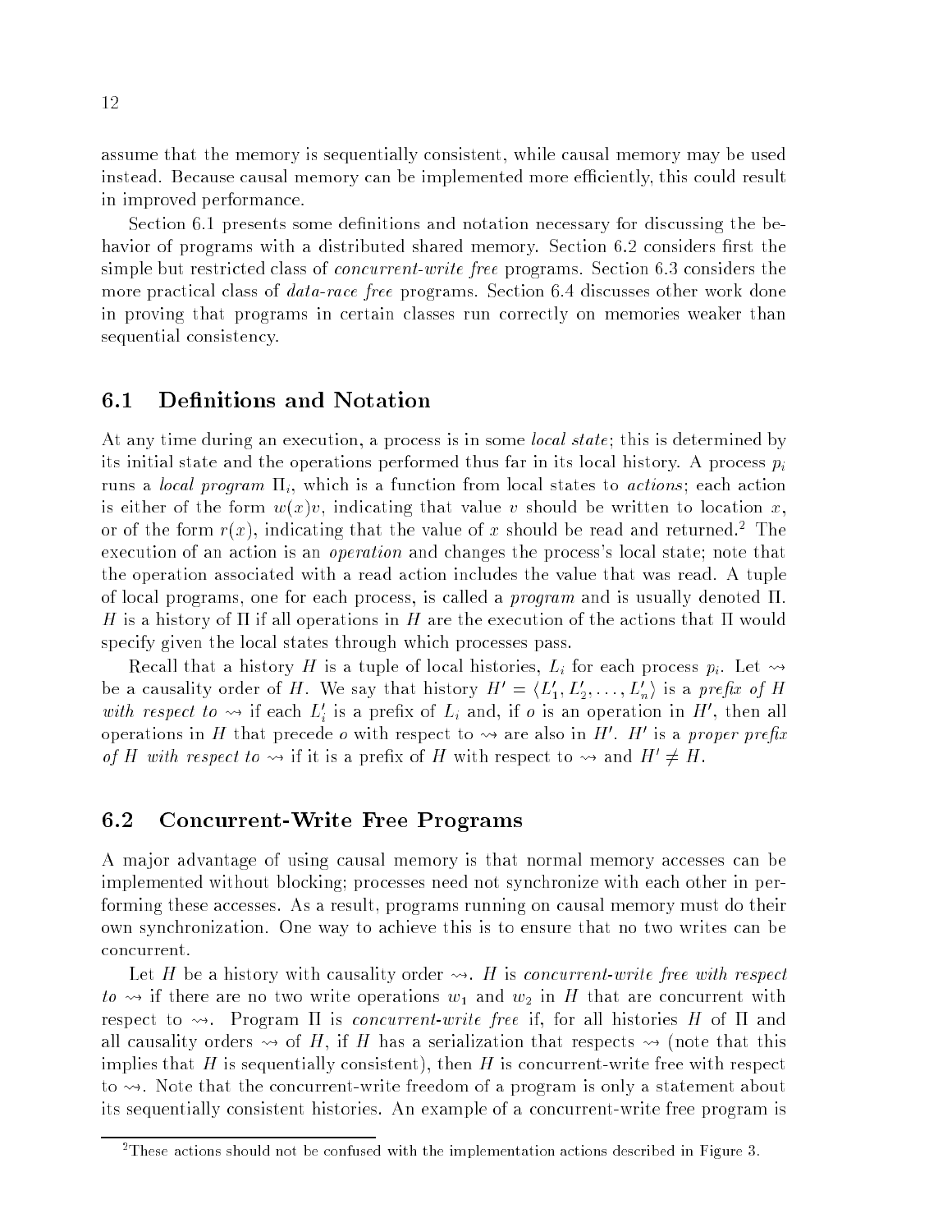assume that the memory is sequentially consistent, while causal memory may be used instead. Because causal memory can be implemented more efficiently, this could result in improved performance.

Section 6.1 presents some definitions and notation necessary for discussing the behavior of programs with a distributed shared memory. Section 6.2 considers first the simple but restricted class of *concurrent-write free* programs. Section 6.3 considers the more practical class of *data-race free* programs. Section 6.4 discusses other work done in proving that programs in certain classes run correctly on memories weaker than sequential consistency.

## 6.1 Definitions and Notation

At any time during an execution, a process is in some *local state*; this is determined by its initial state and the operations performed thus far in its local history. A process $p_i$ runs a *local program* $\Pi_i$, which is a function from local states to *actions*; each action is either of the form $w(x)v$, indicating that value $v$ should be written to location $x$, or of the form $r(x)$, indicating that the value of $x$ should be read and returned.[2] The execution of an action is an *operation* and changes the process's local state; note that the operation associated with a read action includes the value that was read. A tuple of local programs, one for each process, is called a *program* and is usually denoted $\Pi$. $H$ is a history of $\Pi$ if all operations in $H$ are the execution of the actions that $\Pi$ would specify given the local states through which processes pass.

Recall that a history $H$ is a tuple of local histories, $L_i$ for each process $p_i$. Let $\rightsquigarrow$ be a causality order of $H$. We say that history $H' = \langle L'_1, L'_2, \ldots, L'_n \rangle$ is a *prefix of $H$ with respect to* $\rightsquigarrow$ if each $L'_i$ is a prefix of $L_i$ and, if $o$ is an operation in $H'$, then all operations in $H$ that precede $o$ with respect to $\rightsquigarrow$ are also in $H'$. $H'$ is a *proper prefix of $H$ with respect to* $\rightsquigarrow$ if it is a prefix of $H$ with respect to $\rightsquigarrow$ and $H' \neq H$.

## 6.2 Concurrent-Write Free Programs

A major advantage of using causal memory is that normal memory accesses can be implemented without blocking; processes need not synchronize with each other in performing these accesses. As a result, programs running on causal memory must do their own synchronization. One way to achieve this is to ensure that no two writes can be concurrent.

Let $H$ be a history with causality order $\rightsquigarrow$. $H$ is *concurrent-write free with respect to* $\rightsquigarrow$ if there are no two write operations $w_1$ and $w_2$ in $H$ that are concurrent with respect to $\rightsquigarrow$. Program $\Pi$ is *concurrent-write free* if, for all histories $H$ of $\Pi$ and all causality orders $\rightsquigarrow$ of $H$, if $H$ has a serialization that respects $\rightsquigarrow$ (note that this implies that $H$ is sequentially consistent), then $H$ is concurrent-write free with respect to $\rightsquigarrow$. Note that the concurrent-write freedom of a program is only a statement about its sequentially consistent histories. An example of a concurrent-write free program is

[2] These actions should not be confused with the implementation actions described in Figure 3.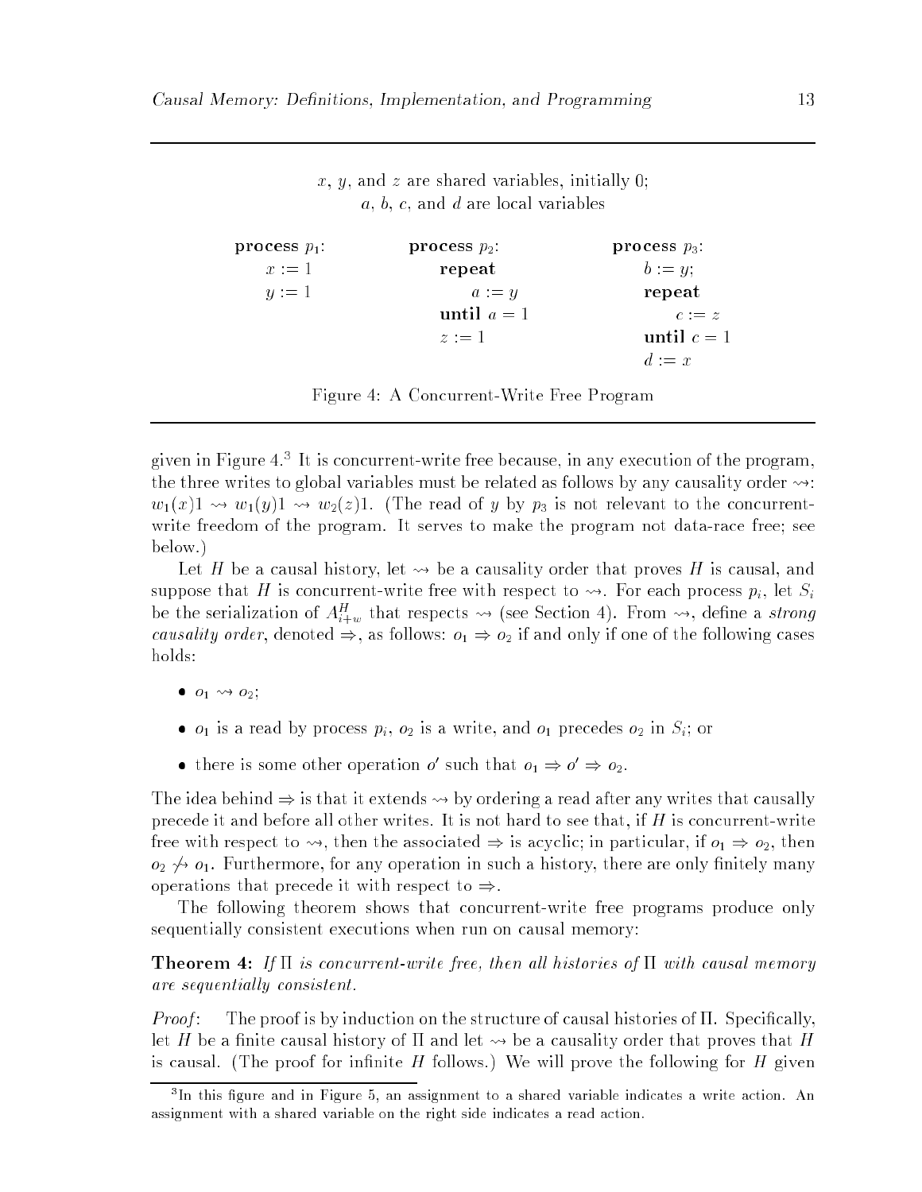$x$, $y$, and $z$ are shared variables, initially 0;
$a$, $b$, $c$, and $d$ are local variables

```
process p1:        process p2:         process p3:
    x := 1             repeat              b := y;
    y := 1                 a := y          repeat
                       until a = 1             c := z
                       z := 1              until c = 1
                                           d := x
```

Figure 4: A Concurrent-Write Free Program

given in Figure 4.[3] It is concurrent-write free because, in any execution of the program, the three writes to global variables must be related as follows by any causality order $\leadsto$: $w_1(x)1 \leadsto w_1(y)1 \leadsto w_2(z)1$. (The read of $y$ by $p_3$ is not relevant to the concurrent-write freedom of the program. It serves to make the program not data-race free; see below.)

Let $H$ be a causal history, let $\leadsto$ be a causality order that proves $H$ is causal, and suppose that $H$ is concurrent-write free with respect to $\leadsto$. For each process $p_i$, let $S_i$ be the serialization of $A^H_{i+w}$ that respects $\leadsto$ (see Section 4). From $\leadsto$, define a *strong causality order*, denoted $\Rightarrow$, as follows: $o_1 \Rightarrow o_2$ if and only if one of the following cases holds:

- $o_1 \leadsto o_2$;
- $o_1$ is a read by process $p_i$, $o_2$ is a write, and $o_1$ precedes $o_2$ in $S_i$; or
- there is some other operation $o'$ such that $o_1 \Rightarrow o' \Rightarrow o_2$.

The idea behind $\Rightarrow$ is that it extends $\leadsto$ by ordering a read after any writes that causally precede it and before all other writes. It is not hard to see that, if $H$ is concurrent-write free with respect to $\leadsto$, then the associated $\Rightarrow$ is acyclic; in particular, if $o_1 \Rightarrow o_2$, then $o_2 \not\leadsto o_1$. Furthermore, for any operation in such a history, there are only finitely many operations that precede it with respect to $\Rightarrow$.

The following theorem shows that concurrent-write free programs produce only sequentially consistent executions when run on causal memory:

**Theorem 4:** *If $\Pi$ is concurrent-write free, then all histories of $\Pi$ with causal memory are sequentially consistent.*

*Proof*: The proof is by induction on the structure of causal histories of $\Pi$. Specifically, let $H$ be a finite causal history of $\Pi$ and let $\leadsto$ be a causality order that proves that $H$ is causal. (The proof for infinite $H$ follows.) We will prove the following for $H$ given

[3] In this figure and in Figure 5, an assignment to a shared variable indicates a write action. An assignment with a shared variable on the right side indicates a read action.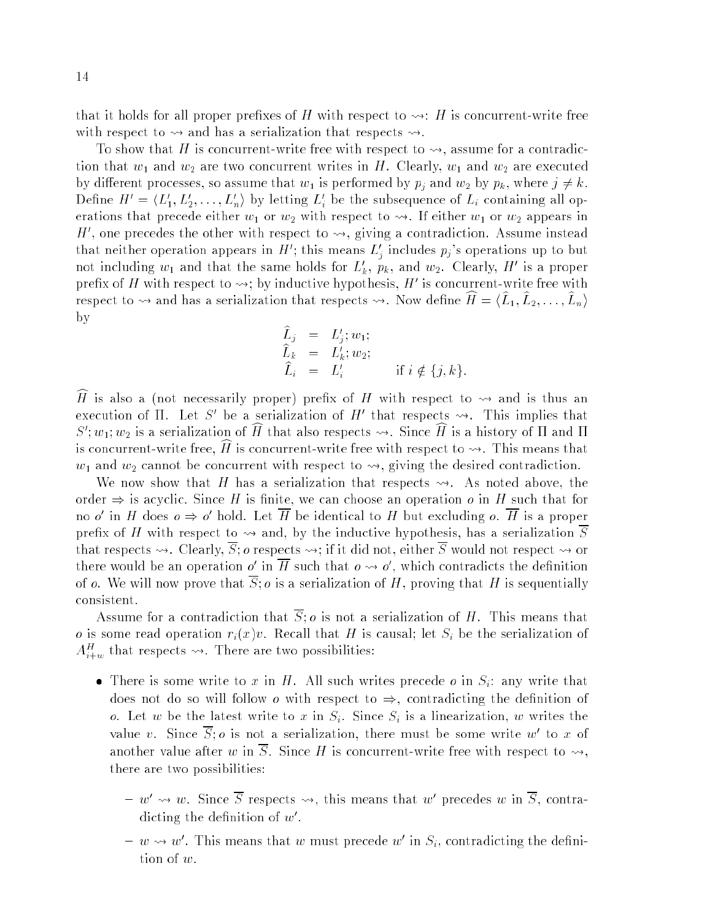that it holds for all proper prefixes of $H$ with respect to $\rightsquigarrow$: $H$ is concurrent-write free with respect to $\rightsquigarrow$ and has a serialization that respects $\rightsquigarrow$.

To show that $H$ is concurrent-write free with respect to $\rightsquigarrow$, assume for a contradiction that $w_1$ and $w_2$ are two concurrent writes in $H$. Clearly, $w_1$ and $w_2$ are executed by different processes, so assume that $w_1$ is performed by $p_j$ and $w_2$ by $p_k$, where $j \neq k$. Define $H' = \langle L_1', L_2', \ldots, L_n' \rangle$ by letting $L_i'$ be the subsequence of $L_i$ containing all operations that precede either $w_1$ or $w_2$ with respect to $\rightsquigarrow$. If either $w_1$ or $w_2$ appears in $H'$, one precedes the other with respect to $\rightsquigarrow$, giving a contradiction. Assume instead that neither operation appears in $H'$; this means $L_j'$ includes $p_j$'s operations up to but not including $w_1$ and that the same holds for $L_k'$, $p_k$, and $w_2$. Clearly, $H'$ is a proper prefix of $H$ with respect to $\rightsquigarrow$; by inductive hypothesis, $H'$ is concurrent-write free with respect to $\rightsquigarrow$ and has a serialization that respects $\rightsquigarrow$. Now define $\widehat{H} = \langle \widehat{L}_1, \widehat{L}_2, \ldots, \widehat{L}_n \rangle$ by

$$
\begin{aligned}
\widehat{L}_j &= L_j'; w_1; \\
\widehat{L}_k &= L_k'; w_2; \\
\widehat{L}_i &= L_i' \qquad \text{if } i \notin \{j, k\}.
\end{aligned}
$$

$\widehat{H}$ is also a (not necessarily proper) prefix of $H$ with respect to $\rightsquigarrow$ and is thus an execution of $\Pi$. Let $S'$ be a serialization of $H'$ that respects $\rightsquigarrow$. This implies that $S'; w_1; w_2$ is a serialization of $\widehat{H}$ that also respects $\rightsquigarrow$. Since $\widehat{H}$ is a history of $\Pi$ and $\Pi$ is concurrent-write free, $\widehat{H}$ is concurrent-write free with respect to $\rightsquigarrow$. This means that $w_1$ and $w_2$ cannot be concurrent with respect to $\rightsquigarrow$, giving the desired contradiction.

We now show that $H$ has a serialization that respects $\rightsquigarrow$. As noted above, the order $\Rightarrow$ is acyclic. Since $H$ is finite, we can choose an operation $o$ in $H$ such that for no $o'$ in $H$ does $o \Rightarrow o'$ hold. Let $\overline{H}$ be identical to $H$ but excluding $o$. $\overline{H}$ is a proper prefix of $H$ with respect to $\rightsquigarrow$ and, by the inductive hypothesis, has a serialization $\overline{S}$ that respects $\rightsquigarrow$. Clearly, $\overline{S}; o$ respects $\rightsquigarrow$; if it did not, either $\overline{S}$ would not respect $\rightsquigarrow$ or there would be an operation $o'$ in $\overline{H}$ such that $o \rightsquigarrow o'$, which contradicts the definition of $o$. We will now prove that $\overline{S}; o$ is a serialization of $H$, proving that $H$ is sequentially consistent.

Assume for a contradiction that $\overline{S}; o$ is not a serialization of $H$. This means that $o$ is some read operation $r_i(x)v$. Recall that $H$ is causal; let $S_i$ be the serialization of $A^H_{i+w}$ that respects $\rightsquigarrow$. There are two possibilities:

- There is some write to $x$ in $H$. All such writes precede $o$ in $S_i$: any write that does not do so will follow $o$ with respect to $\Rightarrow$, contradicting the definition of $o$. Let $w$ be the latest write to $x$ in $S_i$. Since $S_i$ is a linearization, $w$ writes the value $v$. Since $\overline{S}; o$ is not a serialization, there must be some write $w'$ to $x$ of another value after $w$ in $\overline{S}$. Since $H$ is concurrent-write free with respect to $\rightsquigarrow$, there are two possibilities:
  - $w' \rightsquigarrow w$. Since $\overline{S}$ respects $\rightsquigarrow$, this means that $w'$ precedes $w$ in $\overline{S}$, contradicting the definition of $w'$.
  - $w \rightsquigarrow w'$. This means that $w$ must precede $w'$ in $S_i$, contradicting the definition of $w$.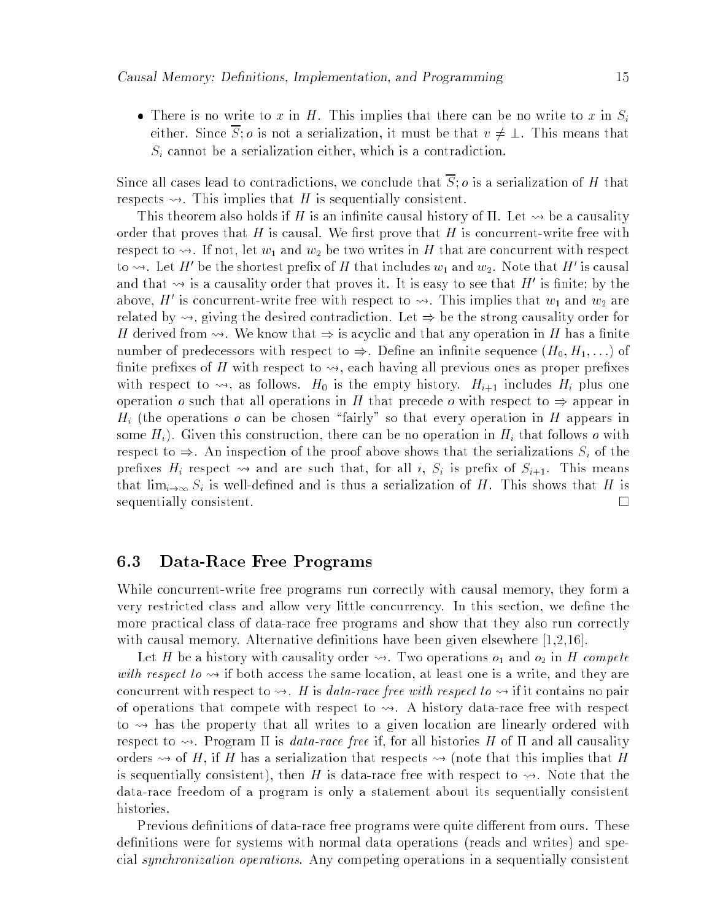- There is no write to $x$ in $H$. This implies that there can be no write to $x$ in $S_i$ either. Since $\overline{S}; o$ is not a serialization, it must be that $v \neq \bot$. This means that $S_i$ cannot be a serialization either, which is a contradiction.

Since all cases lead to contradictions, we conclude that $\overline{S}; o$ is a serialization of $H$ that respects $\leadsto$. This implies that $H$ is sequentially consistent.

This theorem also holds if $H$ is an infinite causal history of $\Pi$. Let $\leadsto$ be a causality order that proves that $H$ is causal. We first prove that $H$ is concurrent-write free with respect to $\leadsto$. If not, let $w_1$ and $w_2$ be two writes in $H$ that are concurrent with respect to $\leadsto$. Let $H'$ be the shortest prefix of $H$ that includes $w_1$ and $w_2$. Note that $H'$ is causal and that $\leadsto$ is a causality order that proves it. It is easy to see that $H'$ is finite; by the above, $H'$ is concurrent-write free with respect to $\leadsto$. This implies that $w_1$ and $w_2$ are related by $\leadsto$, giving the desired contradiction. Let $\Rightarrow$ be the strong causality order for $H$ derived from $\leadsto$. We know that $\Rightarrow$ is acyclic and that any operation in $H$ has a finite number of predecessors with respect to $\Rightarrow$. Define an infinite sequence $(H_0, H_1, \ldots)$ of finite prefixes of $H$ with respect to $\leadsto$, each having all previous ones as proper prefixes with respect to $\leadsto$, as follows. $H_0$ is the empty history. $H_{i+1}$ includes $H_i$ plus one operation $o$ such that all operations in $H$ that precede $o$ with respect to $\Rightarrow$ appear in $H_i$ (the operations $o$ can be chosen "fairly" so that every operation in $H$ appears in some $H_i$). Given this construction, there can be no operation in $H_i$ that follows $o$ with respect to $\Rightarrow$. An inspection of the proof above shows that the serializations $S_i$ of the prefixes $H_i$ respect $\leadsto$ and are such that, for all $i$, $S_i$ is prefix of $S_{i+1}$. This means that $\lim_{i \to \infty} S_i$ is well-defined and is thus a serialization of $H$. This shows that $H$ is sequentially consistent. □

### 6.3 Data-Race Free Programs

While concurrent-write free programs run correctly with causal memory, they form a very restricted class and allow very little concurrency. In this section, we define the more practical class of data-race free programs and show that they also run correctly with causal memory. Alternative definitions have been given elsewhere [1,2,16].

Let $H$ be a history with causality order $\leadsto$. Two operations $o_1$ and $o_2$ in $H$ *compete with respect to* $\leadsto$ if both access the same location, at least one is a write, and they are concurrent with respect to $\leadsto$. $H$ is *data-race free with respect to* $\leadsto$ if it contains no pair of operations that compete with respect to $\leadsto$. A history data-race free with respect to $\leadsto$ has the property that all writes to a given location are linearly ordered with respect to $\leadsto$. Program $\Pi$ is *data-race free* if, for all histories $H$ of $\Pi$ and all causality orders $\leadsto$ of $H$, if $H$ has a serialization that respects $\leadsto$ (note that this implies that $H$ is sequentially consistent), then $H$ is data-race free with respect to $\leadsto$. Note that the data-race freedom of a program is only a statement about its sequentially consistent histories.

Previous definitions of data-race free programs were quite different from ours. These definitions were for systems with normal data operations (reads and writes) and special *synchronization operations*. Any competing operations in a sequentially consistent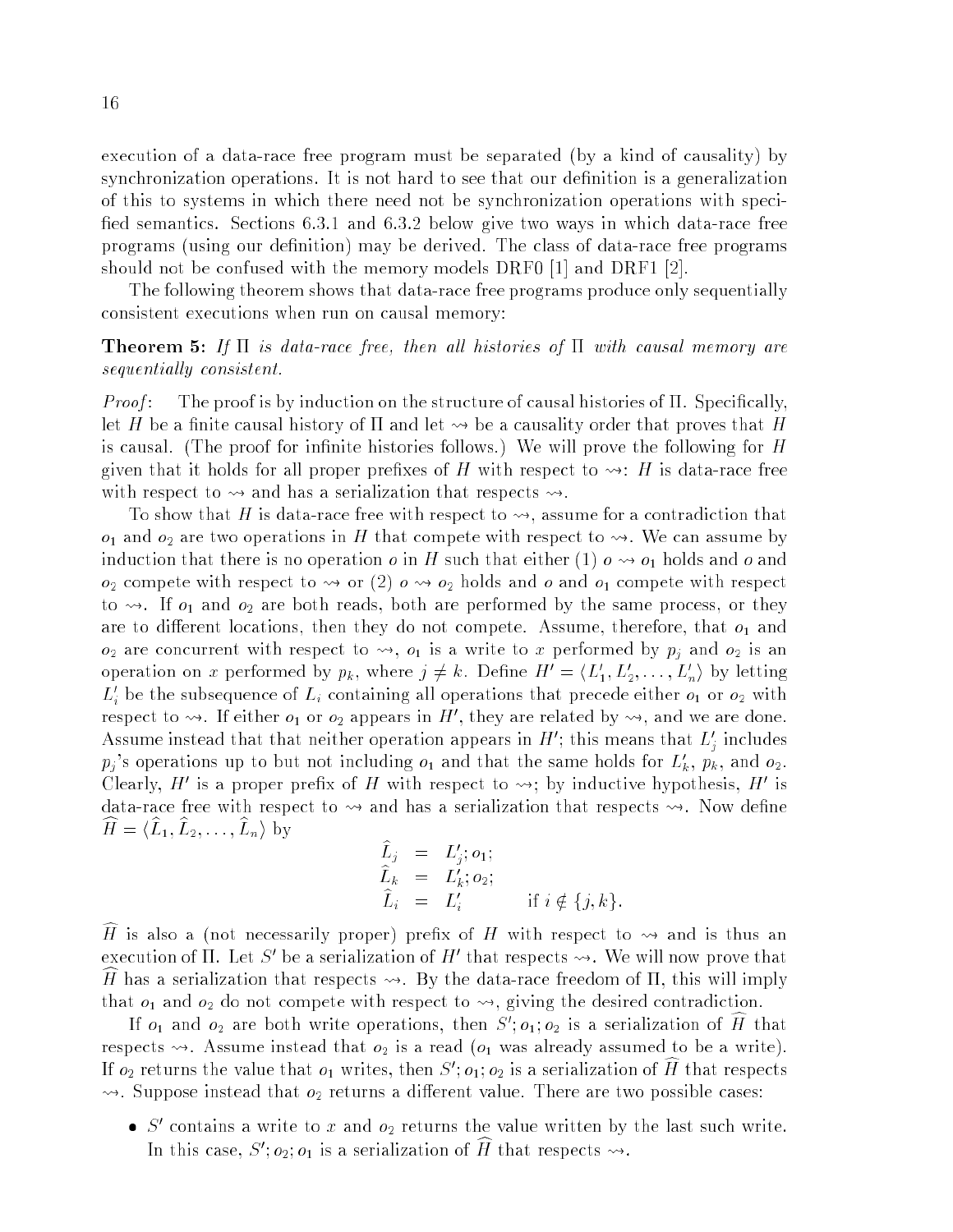execution of a data-race free program must be separated (by a kind of causality) by synchronization operations. It is not hard to see that our definition is a generalization of this to systems in which there need not be synchronization operations with specified semantics. Sections 6.3.1 and 6.3.2 below give two ways in which data-race free programs (using our definition) may be derived. The class of data-race free programs should not be confused with the memory models DRF0 [1] and DRF1 [2].

The following theorem shows that data-race free programs produce only sequentially consistent executions when run on causal memory:

**Theorem 5:** *If $\Pi$ is data-race free, then all histories of $\Pi$ with causal memory are sequentially consistent.*

*Proof*: The proof is by induction on the structure of causal histories of $\Pi$. Specifically, let $H$ be a finite causal history of $\Pi$ and let $\leadsto$ be a causality order that proves that $H$ is causal. (The proof for infinite histories follows.) We will prove the following for $H$ given that it holds for all proper prefixes of $H$ with respect to $\leadsto$: $H$ is data-race free with respect to $\leadsto$ and has a serialization that respects $\leadsto$.

To show that $H$ is data-race free with respect to $\leadsto$, assume for a contradiction that $o_1$ and $o_2$ are two operations in $H$ that compete with respect to $\leadsto$. We can assume by induction that there is no operation $o$ in $H$ such that either (1) $o \leadsto o_1$ holds and $o$ and $o_2$ compete with respect to $\leadsto$ or (2) $o \leadsto o_2$ holds and $o$ and $o_1$ compete with respect to $\leadsto$. If $o_1$ and $o_2$ are both reads, both are performed by the same process, or they are to different locations, then they do not compete. Assume, therefore, that $o_1$ and $o_2$ are concurrent with respect to $\leadsto$, $o_1$ is a write to $x$ performed by $p_j$ and $o_2$ is an operation on $x$ performed by $p_k$, where $j \neq k$. Define $H' = \langle L'_1, L'_2, \ldots, L'_n \rangle$ by letting $L'_i$ be the subsequence of $L_i$ containing all operations that precede either $o_1$ or $o_2$ with respect to $\leadsto$. If either $o_1$ or $o_2$ appears in $H'$, they are related by $\leadsto$, and we are done. Assume instead that that neither operation appears in $H'$; this means that $L'_j$ includes $p_j$'s operations up to but not including $o_1$ and that the same holds for $L'_k$, $p_k$, and $o_2$. Clearly, $H'$ is a proper prefix of $H$ with respect to $\leadsto$; by inductive hypothesis, $H'$ is data-race free with respect to $\leadsto$ and has a serialization that respects $\leadsto$. Now define $\widehat{H} = \langle \widehat{L}_1, \widehat{L}_2, \ldots, \widehat{L}_n \rangle$ by

$$
\begin{aligned}
\widehat{L}_j &= L'_j; o_1; \\
\widehat{L}_k &= L'_k; o_2; \\
\widehat{L}_i &= L'_i \qquad \text{if } i \notin \{j, k\}.
\end{aligned}
$$

$\widehat{H}$ is also a (not necessarily proper) prefix of $H$ with respect to $\leadsto$ and is thus an execution of $\Pi$. Let $S'$ be a serialization of $H'$ that respects $\leadsto$. We will now prove that $\widehat{H}$ has a serialization that respects $\leadsto$. By the data-race freedom of $\Pi$, this will imply that $o_1$ and $o_2$ do not compete with respect to $\leadsto$, giving the desired contradiction.

If $o_1$ and $o_2$ are both write operations, then $S'; o_1; o_2$ is a serialization of $\widehat{H}$ that respects $\leadsto$. Assume instead that $o_2$ is a read ($o_1$ was already assumed to be a write). If $o_2$ returns the value that $o_1$ writes, then $S'; o_1; o_2$ is a serialization of $\widehat{H}$ that respects $\leadsto$. Suppose instead that $o_2$ returns a different value. There are two possible cases:

- $S'$ contains a write to $x$ and $o_2$ returns the value written by the last such write. In this case, $S'; o_2; o_1$ is a serialization of $\widehat{H}$ that respects $\leadsto$.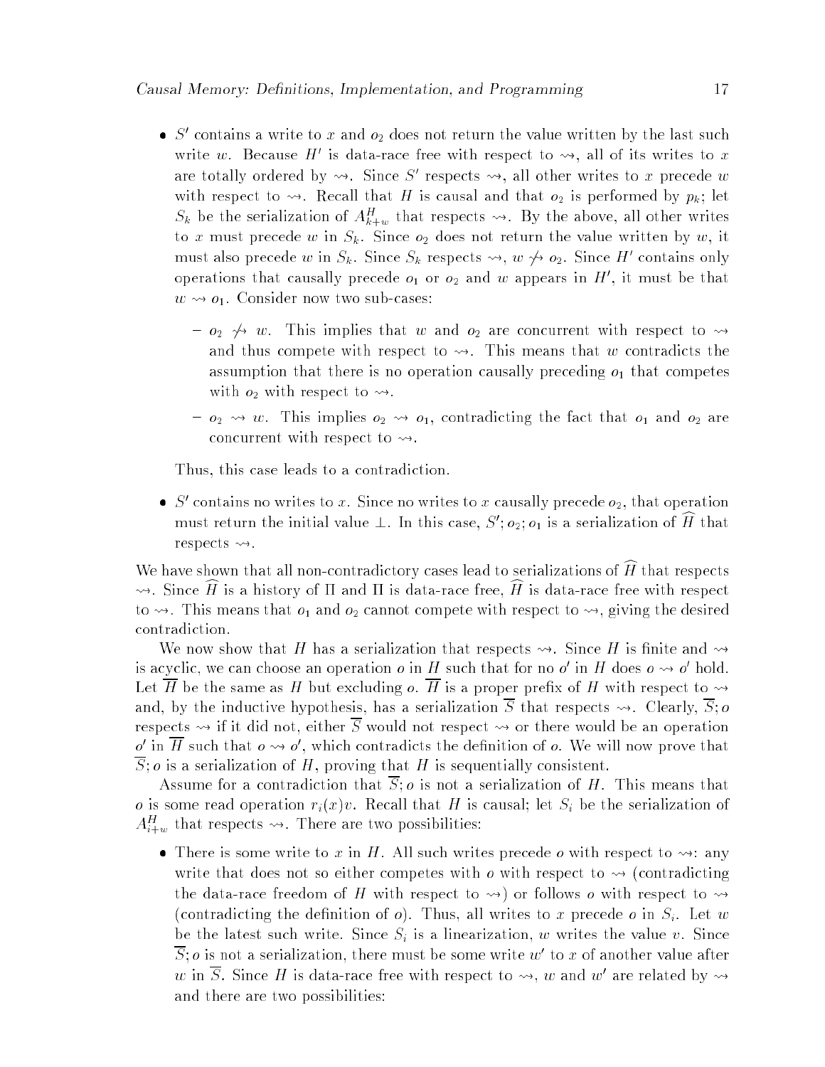- $S'$ contains a write to $x$ and $o_2$ does not return the value written by the last such write $w$. Because $H'$ is data-race free with respect to $\rightsquigarrow$, all of its writes to $x$ are totally ordered by $\rightsquigarrow$. Since $S'$ respects $\rightsquigarrow$, all other writes to $x$ precede $w$ with respect to $\rightsquigarrow$. Recall that $H$ is causal and that $o_2$ is performed by $p_k$; let $S_k$ be the serialization of $A^H_{k+w}$ that respects $\rightsquigarrow$. By the above, all other writes to $x$ must precede $w$ in $S_k$. Since $o_2$ does not return the value written by $w$, it must also precede $w$ in $S_k$. Since $S_k$ respects $\rightsquigarrow$, $w \not\rightsquigarrow o_2$. Since $H'$ contains only operations that causally precede $o_1$ or $o_2$ and $w$ appears in $H'$, it must be that $w \rightsquigarrow o_1$. Consider now two sub-cases:
  - $o_2 \not\rightsquigarrow w$. This implies that $w$ and $o_2$ are concurrent with respect to $\rightsquigarrow$ and thus compete with respect to $\rightsquigarrow$. This means that $w$ contradicts the assumption that there is no operation causally preceding $o_1$ that competes with $o_2$ with respect to $\rightsquigarrow$.
  - $o_2 \rightsquigarrow w$. This implies $o_2 \rightsquigarrow o_1$, contradicting the fact that $o_1$ and $o_2$ are concurrent with respect to $\rightsquigarrow$.

  Thus, this case leads to a contradiction.

- $S'$ contains no writes to $x$. Since no writes to $x$ causally precede $o_2$, that operation must return the initial value $\perp$. In this case, $S'; o_2; o_1$ is a serialization of $\widehat{H}$ that respects $\rightsquigarrow$.

We have shown that all non-contradictory cases lead to serializations of $\widehat{H}$ that respects $\rightsquigarrow$. Since $\widehat{H}$ is a history of $\Pi$ and $\Pi$ is data-race free, $\widehat{H}$ is data-race free with respect to $\rightsquigarrow$. This means that $o_1$ and $o_2$ cannot compete with respect to $\rightsquigarrow$, giving the desired contradiction.

We now show that $H$ has a serialization that respects $\rightsquigarrow$. Since $H$ is finite and $\rightsquigarrow$ is acyclic, we can choose an operation $o$ in $H$ such that for no $o'$ in $H$ does $o \rightsquigarrow o'$ hold. Let $\overline{H}$ be the same as $H$ but excluding $o$. $\overline{H}$ is a proper prefix of $H$ with respect to $\rightsquigarrow$ and, by the inductive hypothesis, has a serialization $\overline{S}$ that respects $\rightsquigarrow$. Clearly, $\overline{S}; o$ respects $\rightsquigarrow$ if it did not, either $\overline{S}$ would not respect $\rightsquigarrow$ or there would be an operation $o'$ in $\overline{H}$ such that $o \rightsquigarrow o'$, which contradicts the definition of $o$. We will now prove that $\overline{S}; o$ is a serialization of $H$, proving that $H$ is sequentially consistent.

Assume for a contradiction that $\overline{S}; o$ is not a serialization of $H$. This means that $o$ is some read operation $r_i(x)v$. Recall that $H$ is causal; let $S_i$ be the serialization of $A^H_{i+w}$ that respects $\rightsquigarrow$. There are two possibilities:

- There is some write to $x$ in $H$. All such writes precede $o$ with respect to $\rightsquigarrow$: any write that does not so either competes with $o$ with respect to $\rightsquigarrow$ (contradicting the data-race freedom of $H$ with respect to $\rightsquigarrow$) or follows $o$ with respect to $\rightsquigarrow$ (contradicting the definition of $o$). Thus, all writes to $x$ precede $o$ in $S_i$. Let $w$ be the latest such write. Since $S_i$ is a linearization, $w$ writes the value $v$. Since $\overline{S}; o$ is not a serialization, there must be some write $w'$ to $x$ of another value after $w$ in $\overline{S}$. Since $H$ is data-race free with respect to $\rightsquigarrow$, $w$ and $w'$ are related by $\rightsquigarrow$ and there are two possibilities: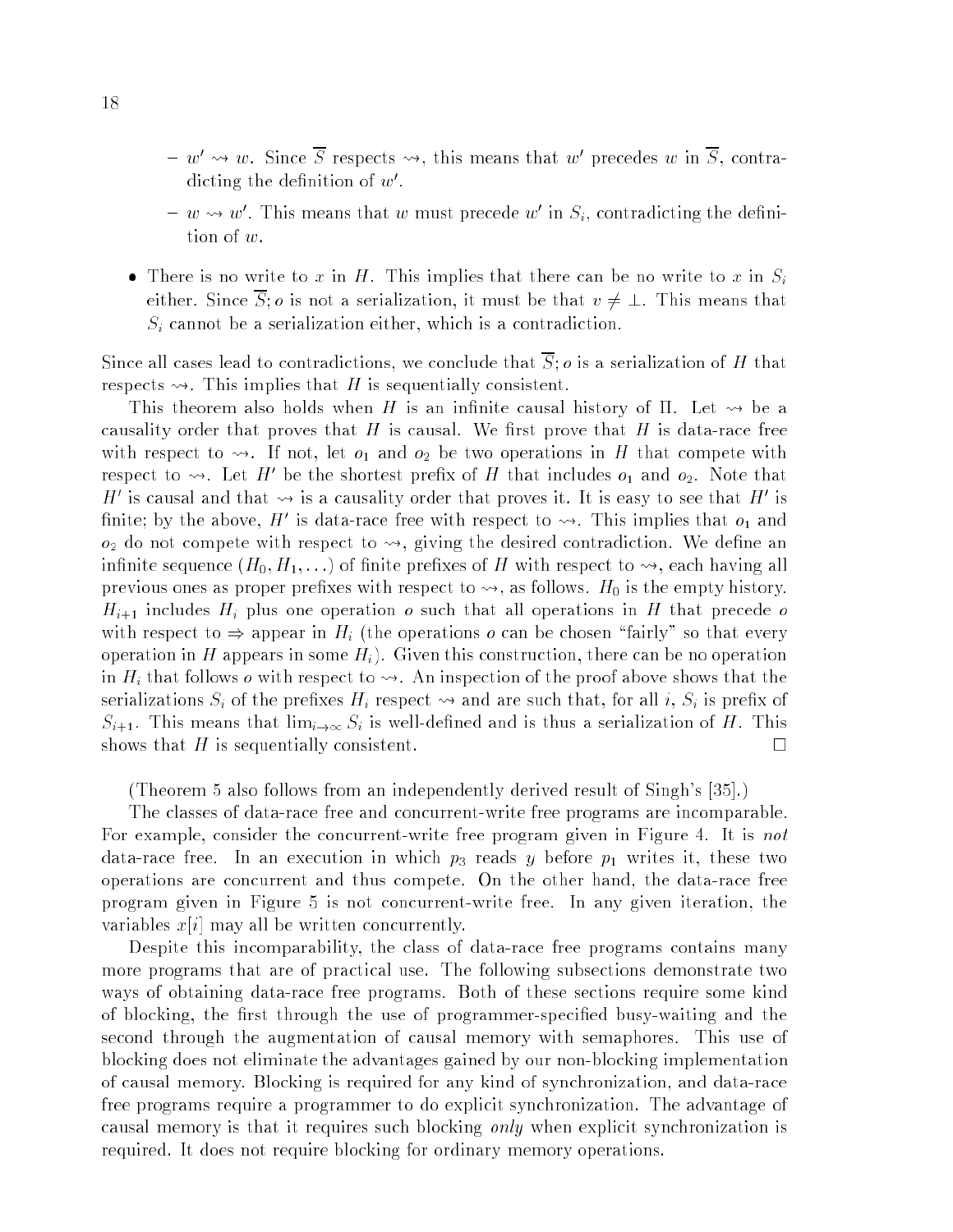- $w' \rightsquigarrow w$. Since $\overline{S}$ respects $\rightsquigarrow$, this means that $w'$ precedes $w$ in $\overline{S}$, contradicting the definition of $w'$.
- $w \rightsquigarrow w'$. This means that $w$ must precede $w'$ in $S_i$, contradicting the definition of $w$.

- There is no write to $x$ in $H$. This implies that there can be no write to $x$ in $S_i$ either. Since $\overline{S}; o$ is not a serialization, it must be that $v \neq \bot$. This means that $S_i$ cannot be a serialization either, which is a contradiction.

Since all cases lead to contradictions, we conclude that $\overline{S}; o$ is a serialization of $H$ that respects $\rightsquigarrow$. This implies that $H$ is sequentially consistent.

This theorem also holds when $H$ is an infinite causal history of $\Pi$. Let $\rightsquigarrow$ be a causality order that proves that $H$ is causal. We first prove that $H$ is data-race free with respect to $\rightsquigarrow$. If not, let $o_1$ and $o_2$ be two operations in $H$ that compete with respect to $\rightsquigarrow$. Let $H'$ be the shortest prefix of $H$ that includes $o_1$ and $o_2$. Note that $H'$ is causal and that $\rightsquigarrow$ is a causality order that proves it. It is easy to see that $H'$ is finite; by the above, $H'$ is data-race free with respect to $\rightsquigarrow$. This implies that $o_1$ and $o_2$ do not compete with respect to $\rightsquigarrow$, giving the desired contradiction. We define an infinite sequence $(H_0, H_1, \ldots)$ of finite prefixes of $H$ with respect to $\rightsquigarrow$, each having all previous ones as proper prefixes with respect to $\rightsquigarrow$, as follows. $H_0$ is the empty history. $H_{i+1}$ includes $H_i$ plus one operation $o$ such that all operations in $H$ that precede $o$ with respect to $\Rightarrow$ appear in $H_i$ (the operations $o$ can be chosen "fairly" so that every operation in $H$ appears in some $H_i$). Given this construction, there can be no operation in $H_i$ that follows $o$ with respect to $\rightsquigarrow$. An inspection of the proof above shows that the serializations $S_i$ of the prefixes $H_i$ respect $\rightsquigarrow$ and are such that, for all $i$, $S_i$ is prefix of $S_{i+1}$. This means that $\lim_{i \to \infty} S_i$ is well-defined and is thus a serialization of $H$. This shows that $H$ is sequentially consistent. $\square$

(Theorem 5 also follows from an independently derived result of Singh's [35].)

The classes of data-race free and concurrent-write free programs are incomparable. For example, consider the concurrent-write free program given in Figure 4. It is *not* data-race free. In an execution in which $p_3$ reads $y$ before $p_1$ writes it, these two operations are concurrent and thus compete. On the other hand, the data-race free program given in Figure 5 is not concurrent-write free. In any given iteration, the variables $x[i]$ may all be written concurrently.

Despite this incomparability, the class of data-race free programs contains many more programs that are of practical use. The following subsections demonstrate two ways of obtaining data-race free programs. Both of these sections require some kind of blocking, the first through the use of programmer-specified busy-waiting and the second through the augmentation of causal memory with semaphores. This use of blocking does not eliminate the advantages gained by our non-blocking implementation of causal memory. Blocking is required for any kind of synchronization, and data-race free programs require a programmer to do explicit synchronization. The advantage of causal memory is that it requires such blocking *only* when explicit synchronization is required. It does not require blocking for ordinary memory operations.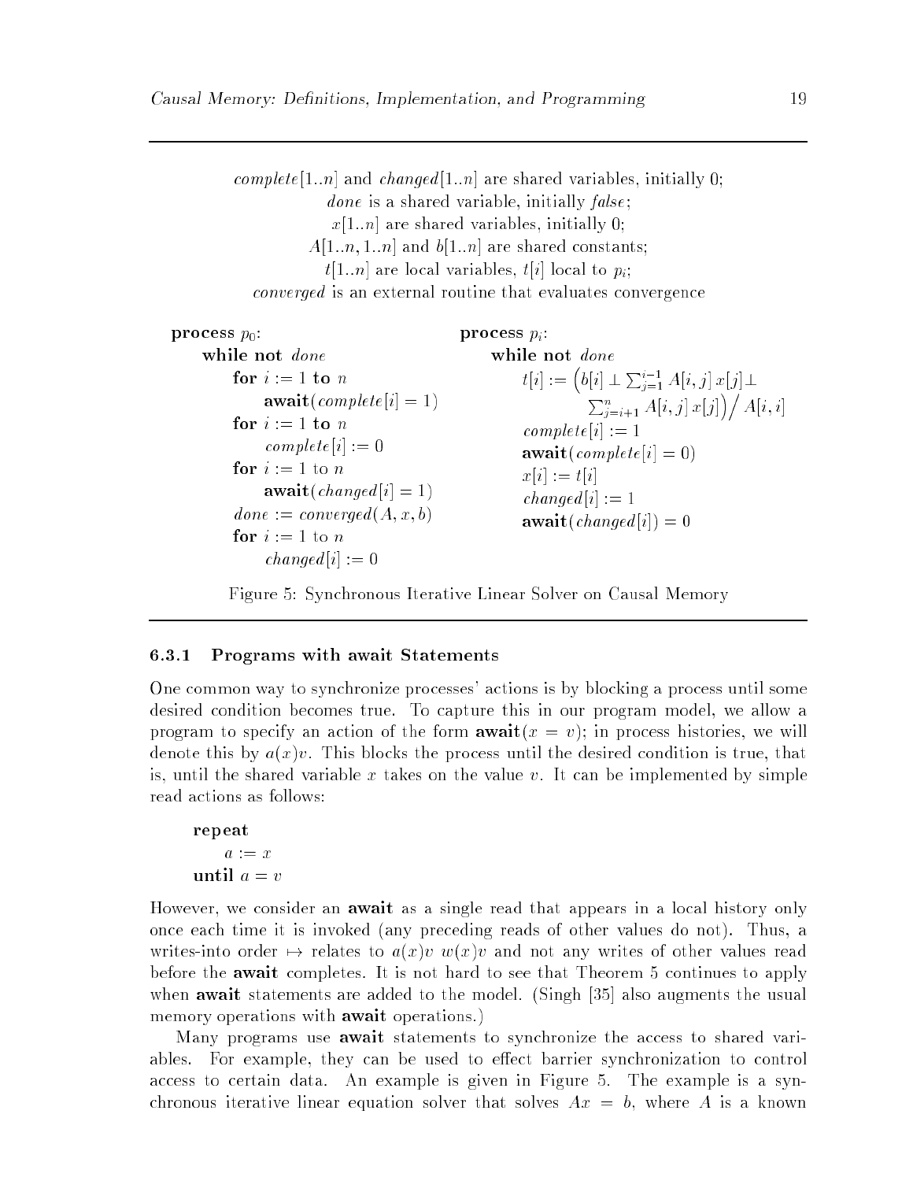*complete*[1..*n*] and *changed*[1..*n*] are shared variables, initially 0;
*done* is a shared variable, initially *false*;
$x[1..n]$ are shared variables, initially 0;
$A[1..n, 1..n]$ and $b[1..n]$ are shared constants;
$t[1..n]$ are local variables, $t[i]$ local to $p_i$;
*converged* is an external routine that evaluates convergence

```
process p_0:
    while not done
        for i := 1 to n
            await(complete[i] = 1)
        for i := 1 to n
            complete[i] := 0
        for i := 1 to n
            await(changed[i] = 1)
        done := converged(A, x, b)
        for i := 1 to n
            changed[i] := 0
```

```
process p_i:
    while not done
        t[i] := (b[i] ⊥ Σ_{j=1}^{i-1} A[i,j] x[j] ⊥
                 Σ_{j=i+1}^{n} A[i,j] x[j]) / A[i,i]
        complete[i] := 1
        await(complete[i] = 0)
        x[i] := t[i]
        changed[i] := 1
        await(changed[i]) = 0
```

Figure 5: Synchronous Iterative Linear Solver on Causal Memory

### 6.3.1 Programs with await Statements

One common way to synchronize processes' actions is by blocking a process until some desired condition becomes true. To capture this in our program model, we allow a program to specify an action of the form **await**$(x = v)$; in process histories, we will denote this by $a(x)v$. This blocks the process until the desired condition is true, that is, until the shared variable $x$ takes on the value $v$. It can be implemented by simple read actions as follows:

```
repeat
    a := x
until a = v
```

However, we consider an **await** as a single read that appears in a local history only once each time it is invoked (any preceding reads of other values do not). Thus, a writes-into order $\mapsto$ relates to $a(x)v$ $w(x)v$ and not any writes of other values read before the **await** completes. It is not hard to see that Theorem 5 continues to apply when **await** statements are added to the model. (Singh [35] also augments the usual memory operations with **await** operations.)

Many programs use **await** statements to synchronize the access to shared variables. For example, they can be used to effect barrier synchronization to control access to certain data. An example is given in Figure 5. The example is a synchronous iterative linear equation solver that solves $Ax = b$, where $A$ is a known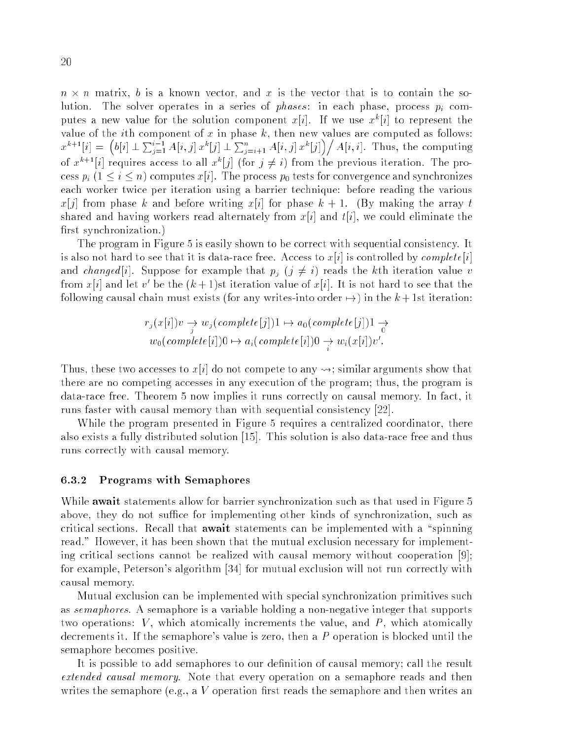$n \times n$ matrix, $b$ is a known vector, and $x$ is the vector that is to contain the solution. The solver operates in a series of *phases*: in each phase, process $p_i$ computes a new value for the solution component $x[i]$. If we use $x^k[i]$ to represent the value of the $i$th component of $x$ in phase $k$, then new values are computed as follows: $x^{k+1}[i] = \left(b[i] \perp \sum_{j=1}^{i-1} A[i,j]\, x^k[j] \perp \sum_{j=i+1}^{n} A[i,j]\, x^k[j]\right) / A[i,i]$. Thus, the computing of $x^{k+1}[i]$ requires access to all $x^k[j]$ (for $j \neq i$) from the previous iteration. The process $p_i$ ($1 \leq i \leq n$) computes $x[i]$. The process $p_0$ tests for convergence and synchronizes each worker twice per iteration using a barrier technique: before reading the various $x[j]$ from phase $k$ and before writing $x[i]$ for phase $k+1$. (By making the array $t$ shared and having workers read alternately from $x[i]$ and $t[i]$, we could eliminate the first synchronization.)

The program in Figure 5 is easily shown to be correct with sequential consistency. It is also not hard to see that it is data-race free. Access to $x[i]$ is controlled by $complete[i]$ and $changed[i]$. Suppose for example that $p_j$ ($j \neq i$) reads the $k$th iteration value $v$ from $x[i]$ and let $v'$ be the $(k+1)$st iteration value of $x[i]$. It is not hard to see that the following causal chain must exists (for any writes-into order $\mapsto$) in the $k+1$st iteration:

$$
\begin{aligned}
&r_j(x[i])v \underset{j}{\rightarrow} w_j(complete[j])1 \mapsto a_0(complete[j])1 \underset{0}{\rightarrow} \\
&w_0(complete[i])0 \mapsto a_i(complete[i])0 \underset{i}{\rightarrow} w_i(x[i])v'.
\end{aligned}
$$

Thus, these two accesses to $x[i]$ do not compete to any $\rightsquigarrow$; similar arguments show that there are no competing accesses in any execution of the program; thus, the program is data-race free. Theorem 5 now implies it runs correctly on causal memory. In fact, it runs faster with causal memory than with sequential consistency [22].

While the program presented in Figure 5 requires a centralized coordinator, there also exists a fully distributed solution [15]. This solution is also data-race free and thus runs correctly with causal memory.

### 6.3.2 Programs with Semaphores

While **await** statements allow for barrier synchronization such as that used in Figure 5 above, they do not suffice for implementing other kinds of synchronization, such as critical sections. Recall that **await** statements can be implemented with a "spinning read." However, it has been shown that the mutual exclusion necessary for implementing critical sections cannot be realized with causal memory without cooperation [9]; for example, Peterson's algorithm [34] for mutual exclusion will not run correctly with causal memory.

Mutual exclusion can be implemented with special synchronization primitives such as *semaphores*. A semaphore is a variable holding a non-negative integer that supports two operations: $V$, which atomically increments the value, and $P$, which atomically decrements it. If the semaphore's value is zero, then a $P$ operation is blocked until the semaphore becomes positive.

It is possible to add semaphores to our definition of causal memory; call the result *extended causal memory*. Note that every operation on a semaphore reads and then writes the semaphore (e.g., a $V$ operation first reads the semaphore and then writes an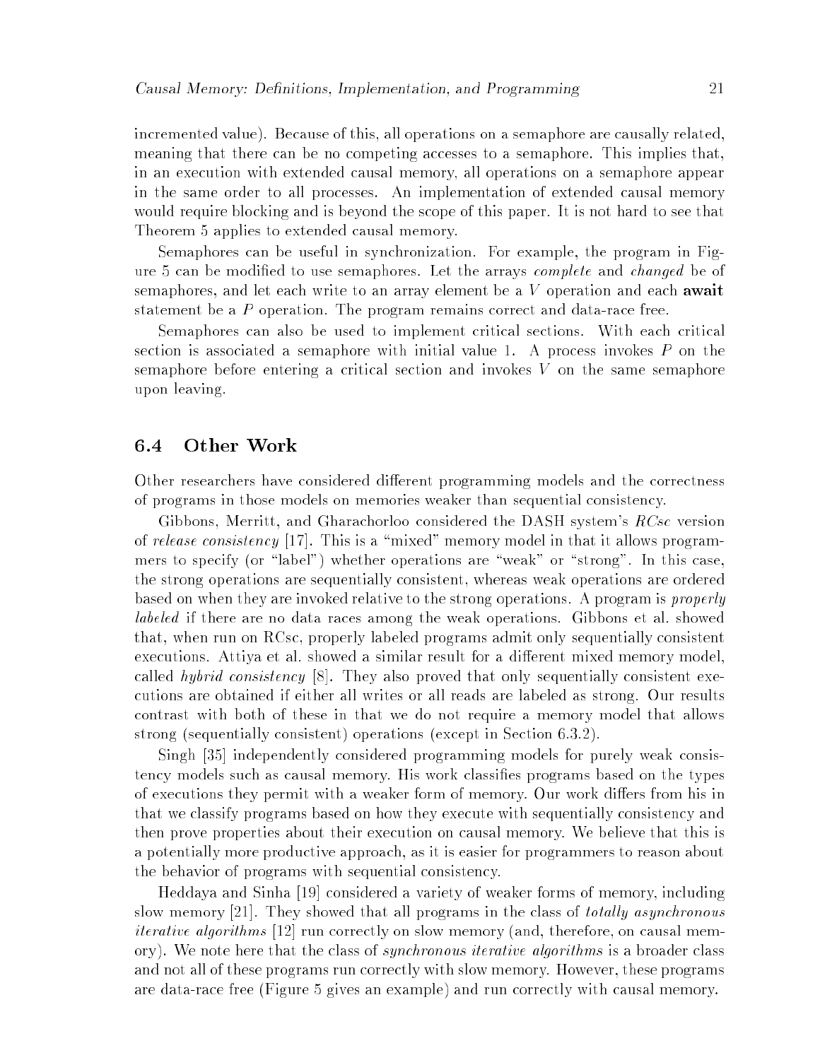incremented value). Because of this, all operations on a semaphore are causally related, meaning that there can be no competing accesses to a semaphore. This implies that, in an execution with extended causal memory, all operations on a semaphore appear in the same order to all processes. An implementation of extended causal memory would require blocking and is beyond the scope of this paper. It is not hard to see that Theorem 5 applies to extended causal memory.

Semaphores can be useful in synchronization. For example, the program in Figure 5 can be modified to use semaphores. Let the arrays *complete* and *changed* be of semaphores, and let each write to an array element be a $V$ operation and each **await** statement be a $P$ operation. The program remains correct and data-race free.

Semaphores can also be used to implement critical sections. With each critical section is associated a semaphore with initial value 1. A process invokes $P$ on the semaphore before entering a critical section and invokes $V$ on the same semaphore upon leaving.

## 6.4 Other Work

Other researchers have considered different programming models and the correctness of programs in those models on memories weaker than sequential consistency.

Gibbons, Merritt, and Gharachorloo considered the DASH system's *RCsc* version of *release consistency* [17]. This is a "mixed" memory model in that it allows programmers to specify (or "label") whether operations are "weak" or "strong". In this case, the strong operations are sequentially consistent, whereas weak operations are ordered based on when they are invoked relative to the strong operations. A program is *properly labeled* if there are no data races among the weak operations. Gibbons et al. showed that, when run on RCsc, properly labeled programs admit only sequentially consistent executions. Attiya et al. showed a similar result for a different mixed memory model, called *hybrid consistency* [8]. They also proved that only sequentially consistent executions are obtained if either all writes or all reads are labeled as strong. Our results contrast with both of these in that we do not require a memory model that allows strong (sequentially consistent) operations (except in Section 6.3.2).

Singh [35] independently considered programming models for purely weak consistency models such as causal memory. His work classifies programs based on the types of executions they permit with a weaker form of memory. Our work differs from his in that we classify programs based on how they execute with sequentially consistency and then prove properties about their execution on causal memory. We believe that this is a potentially more productive approach, as it is easier for programmers to reason about the behavior of programs with sequential consistency.

Heddaya and Sinha [19] considered a variety of weaker forms of memory, including slow memory [21]. They showed that all programs in the class of *totally asynchronous iterative algorithms* [12] run correctly on slow memory (and, therefore, on causal memory). We note here that the class of *synchronous iterative algorithms* is a broader class and not all of these programs run correctly with slow memory. However, these programs are data-race free (Figure 5 gives an example) and run correctly with causal memory.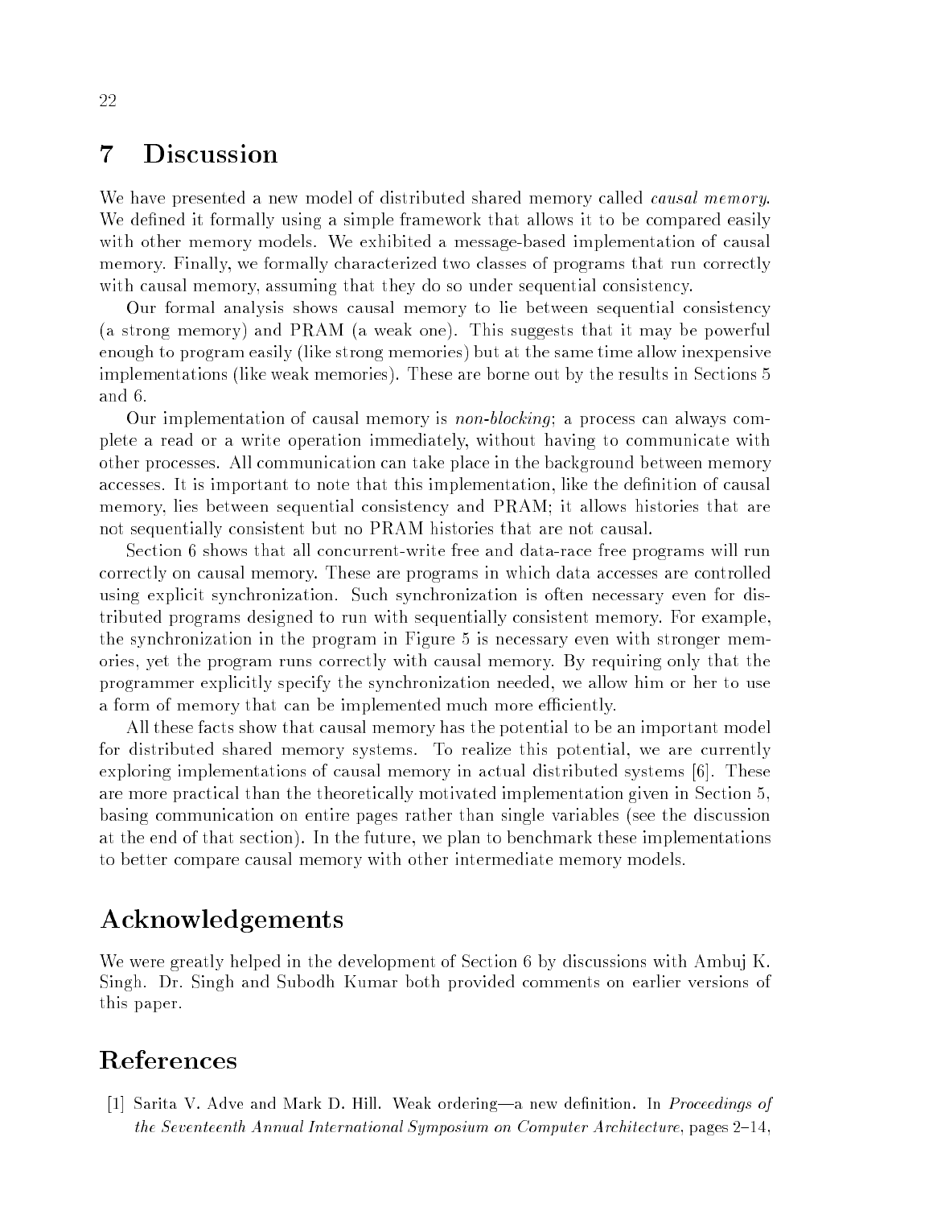## 7 Discussion

We have presented a new model of distributed shared memory called *causal memory*. We defined it formally using a simple framework that allows it to be compared easily with other memory models. We exhibited a message-based implementation of causal memory. Finally, we formally characterized two classes of programs that run correctly with causal memory, assuming that they do so under sequential consistency.

Our formal analysis shows causal memory to lie between sequential consistency (a strong memory) and PRAM (a weak one). This suggests that it may be powerful enough to program easily (like strong memories) but at the same time allow inexpensive implementations (like weak memories). These are borne out by the results in Sections 5 and 6.

Our implementation of causal memory is *non-blocking*; a process can always complete a read or a write operation immediately, without having to communicate with other processes. All communication can take place in the background between memory accesses. It is important to note that this implementation, like the definition of causal memory, lies between sequential consistency and PRAM; it allows histories that are not sequentially consistent but no PRAM histories that are not causal.

Section 6 shows that all concurrent-write free and data-race free programs will run correctly on causal memory. These are programs in which data accesses are controlled using explicit synchronization. Such synchronization is often necessary even for distributed programs designed to run with sequentially consistent memory. For example, the synchronization in the program in Figure 5 is necessary even with stronger memories, yet the program runs correctly with causal memory. By requiring only that the programmer explicitly specify the synchronization needed, we allow him or her to use a form of memory that can be implemented much more efficiently.

All these facts show that causal memory has the potential to be an important model for distributed shared memory systems. To realize this potential, we are currently exploring implementations of causal memory in actual distributed systems [6]. These are more practical than the theoretically motivated implementation given in Section 5, basing communication on entire pages rather than single variables (see the discussion at the end of that section). In the future, we plan to benchmark these implementations to better compare causal memory with other intermediate memory models.

## Acknowledgements

We were greatly helped in the development of Section 6 by discussions with Ambuj K. Singh. Dr. Singh and Subodh Kumar both provided comments on earlier versions of this paper.

## References

[1] Sarita V. Adve and Mark D. Hill. Weak ordering—a new definition. In *Proceedings of the Seventeenth Annual International Symposium on Computer Architecture*, pages 2–14,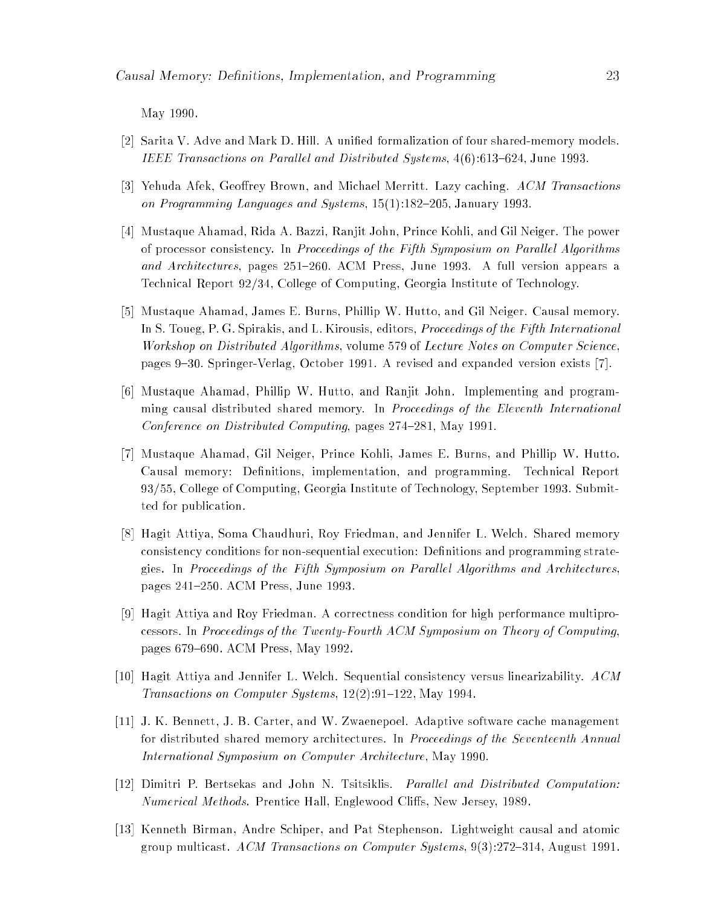May 1990.

[2] Sarita V. Adve and Mark D. Hill. A unified formalization of four shared-memory models. *IEEE Transactions on Parallel and Distributed Systems*, 4(6):613–624, June 1993.

[3] Yehuda Afek, Geoffrey Brown, and Michael Merritt. Lazy caching. *ACM Transactions on Programming Languages and Systems*, 15(1):182–205, January 1993.

[4] Mustaque Ahamad, Rida A. Bazzi, Ranjit John, Prince Kohli, and Gil Neiger. The power of processor consistency. In *Proceedings of the Fifth Symposium on Parallel Algorithms and Architectures*, pages 251–260. ACM Press, June 1993. A full version appears a Technical Report 92/34, College of Computing, Georgia Institute of Technology.

[5] Mustaque Ahamad, James E. Burns, Phillip W. Hutto, and Gil Neiger. Causal memory. In S. Toueg, P. G. Spirakis, and L. Kirousis, editors, *Proceedings of the Fifth International Workshop on Distributed Algorithms*, volume 579 of *Lecture Notes on Computer Science*, pages 9–30. Springer-Verlag, October 1991. A revised and expanded version exists [7].

[6] Mustaque Ahamad, Phillip W. Hutto, and Ranjit John. Implementing and programming causal distributed shared memory. In *Proceedings of the Eleventh International Conference on Distributed Computing*, pages 274–281, May 1991.

[7] Mustaque Ahamad, Gil Neiger, Prince Kohli, James E. Burns, and Phillip W. Hutto. Causal memory: Definitions, implementation, and programming. Technical Report 93/55, College of Computing, Georgia Institute of Technology, September 1993. Submitted for publication.

[8] Hagit Attiya, Soma Chaudhuri, Roy Friedman, and Jennifer L. Welch. Shared memory consistency conditions for non-sequential execution: Definitions and programming strategies. In *Proceedings of the Fifth Symposium on Parallel Algorithms and Architectures*, pages 241–250. ACM Press, June 1993.

[9] Hagit Attiya and Roy Friedman. A correctness condition for high performance multiprocessors. In *Proceedings of the Twenty-Fourth ACM Symposium on Theory of Computing*, pages 679–690. ACM Press, May 1992.

[10] Hagit Attiya and Jennifer L. Welch. Sequential consistency versus linearizability. *ACM Transactions on Computer Systems*, 12(2):91–122, May 1994.

[11] J. K. Bennett, J. B. Carter, and W. Zwaenepoel. Adaptive software cache management for distributed shared memory architectures. In *Proceedings of the Seventeenth Annual International Symposium on Computer Architecture*, May 1990.

[12] Dimitri P. Bertsekas and John N. Tsitsiklis. *Parallel and Distributed Computation: Numerical Methods*. Prentice Hall, Englewood Cliffs, New Jersey, 1989.

[13] Kenneth Birman, Andre Schiper, and Pat Stephenson. Lightweight causal and atomic group multicast. *ACM Transactions on Computer Systems*, 9(3):272–314, August 1991.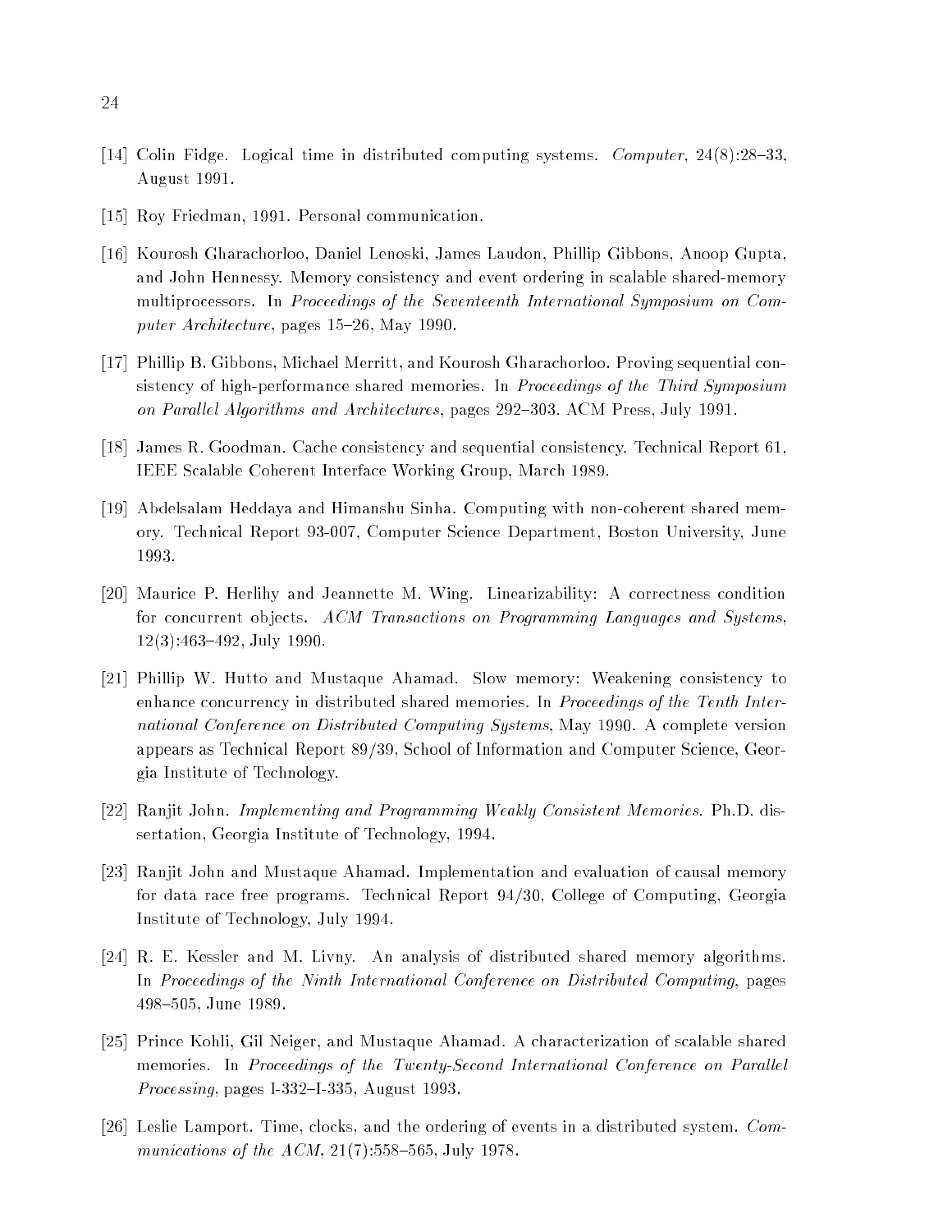[14] Colin Fidge. Logical time in distributed computing systems. *Computer*, 24(8):28–33, August 1991.

[15] Roy Friedman, 1991. Personal communication.

[16] Kourosh Gharachorloo, Daniel Lenoski, James Laudon, Phillip Gibbons, Anoop Gupta, and John Hennessy. Memory consistency and event ordering in scalable shared-memory multiprocessors. In *Proceedings of the Seventeenth International Symposium on Computer Architecture*, pages 15–26, May 1990.

[17] Phillip B. Gibbons, Michael Merritt, and Kourosh Gharachorloo. Proving sequential consistency of high-performance shared memories. In *Proceedings of the Third Symposium on Parallel Algorithms and Architectures*, pages 292–303. ACM Press, July 1991.

[18] James R. Goodman. Cache consistency and sequential consistency. Technical Report 61, IEEE Scalable Coherent Interface Working Group, March 1989.

[19] Abdelsalam Heddaya and Himanshu Sinha. Computing with non-coherent shared memory. Technical Report 93-007, Computer Science Department, Boston University, June 1993.

[20] Maurice P. Herlihy and Jeannette M. Wing. Linearizability: A correctness condition for concurrent objects. *ACM Transactions on Programming Languages and Systems*, 12(3):463–492, July 1990.

[21] Phillip W. Hutto and Mustaque Ahamad. Slow memory: Weakening consistency to enhance concurrency in distributed shared memories. In *Proceedings of the Tenth International Conference on Distributed Computing Systems*, May 1990. A complete version appears as Technical Report 89/39, School of Information and Computer Science, Georgia Institute of Technology.

[22] Ranjit John. *Implementing and Programming Weakly Consistent Memories.* Ph.D. dissertation, Georgia Institute of Technology, 1994.

[23] Ranjit John and Mustaque Ahamad. Implementation and evaluation of causal memory for data race free programs. Technical Report 94/30, College of Computing, Georgia Institute of Technology, July 1994.

[24] R. E. Kessler and M. Livny. An analysis of distributed shared memory algorithms. In *Proceedings of the Ninth International Conference on Distributed Computing*, pages 498–505, June 1989.

[25] Prince Kohli, Gil Neiger, and Mustaque Ahamad. A characterization of scalable shared memories. In *Proceedings of the Twenty-Second International Conference on Parallel Processing*, pages I-332–I-335, August 1993.

[26] Leslie Lamport. Time, clocks, and the ordering of events in a distributed system. *Communications of the ACM*, 21(7):558–565, July 1978.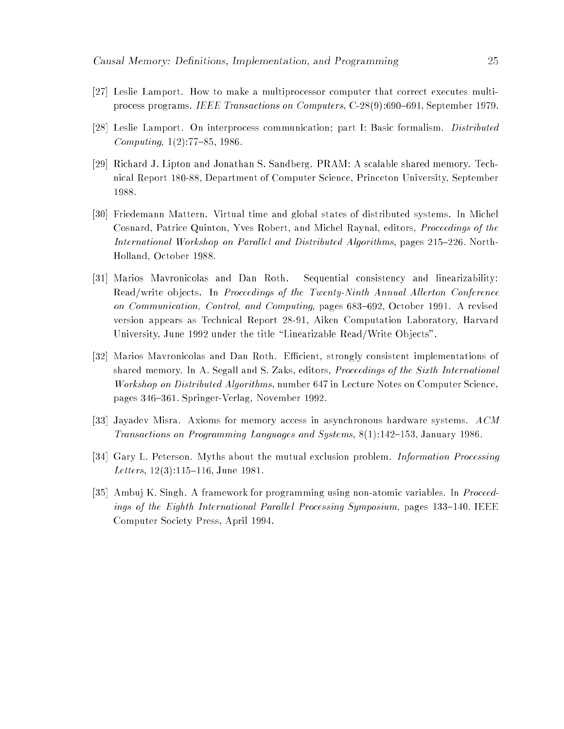[27] Leslie Lamport. How to make a multiprocessor computer that correct executes multiprocess programs. *IEEE Transactions on Computers*, C-28(9):690–691, September 1979.

[28] Leslie Lamport. On interprocess communication; part I: Basic formalism. *Distributed Computing*, 1(2):77–85, 1986.

[29] Richard J. Lipton and Jonathan S. Sandberg. PRAM: A scalable shared memory. Technical Report 180-88, Department of Computer Science, Princeton University, September 1988.

[30] Friedemann Mattern. Virtual time and global states of distributed systems. In Michel Cosnard, Patrice Quinton, Yves Robert, and Michel Raynal, editors, *Proceedings of the International Workshop on Parallel and Distributed Algorithms*, pages 215–226. North-Holland, October 1988.

[31] Marios Mavronicolas and Dan Roth. Sequential consistency and linearizability: Read/write objects. In *Proceedings of the Twenty-Ninth Annual Allerton Conference on Communication, Control, and Computing*, pages 683–692, October 1991. A revised version appears as Technical Report 28-91, Aiken Computation Laboratory, Harvard University, June 1992 under the title "Linearizable Read/Write Objects".

[32] Marios Mavronicolas and Dan Roth. Efficient, strongly consistent implementations of shared memory. In A. Segall and S. Zaks, editors, *Proceedings of the Sixth International Workshop on Distributed Algorithms*, number 647 in Lecture Notes on Computer Science, pages 346–361. Springer-Verlag, November 1992.

[33] Jayadev Misra. Axioms for memory access in asynchronous hardware systems. *ACM Transactions on Programming Languages and Systems*, 8(1):142–153, January 1986.

[34] Gary L. Peterson. Myths about the mutual exclusion problem. *Information Processing Letters*, 12(3):115–116, June 1981.

[35] Ambuj K. Singh. A framework for programming using non-atomic variables. In *Proceedings of the Eighth International Parallel Processing Symposium*, pages 133–140. IEEE Computer Society Press, April 1994.